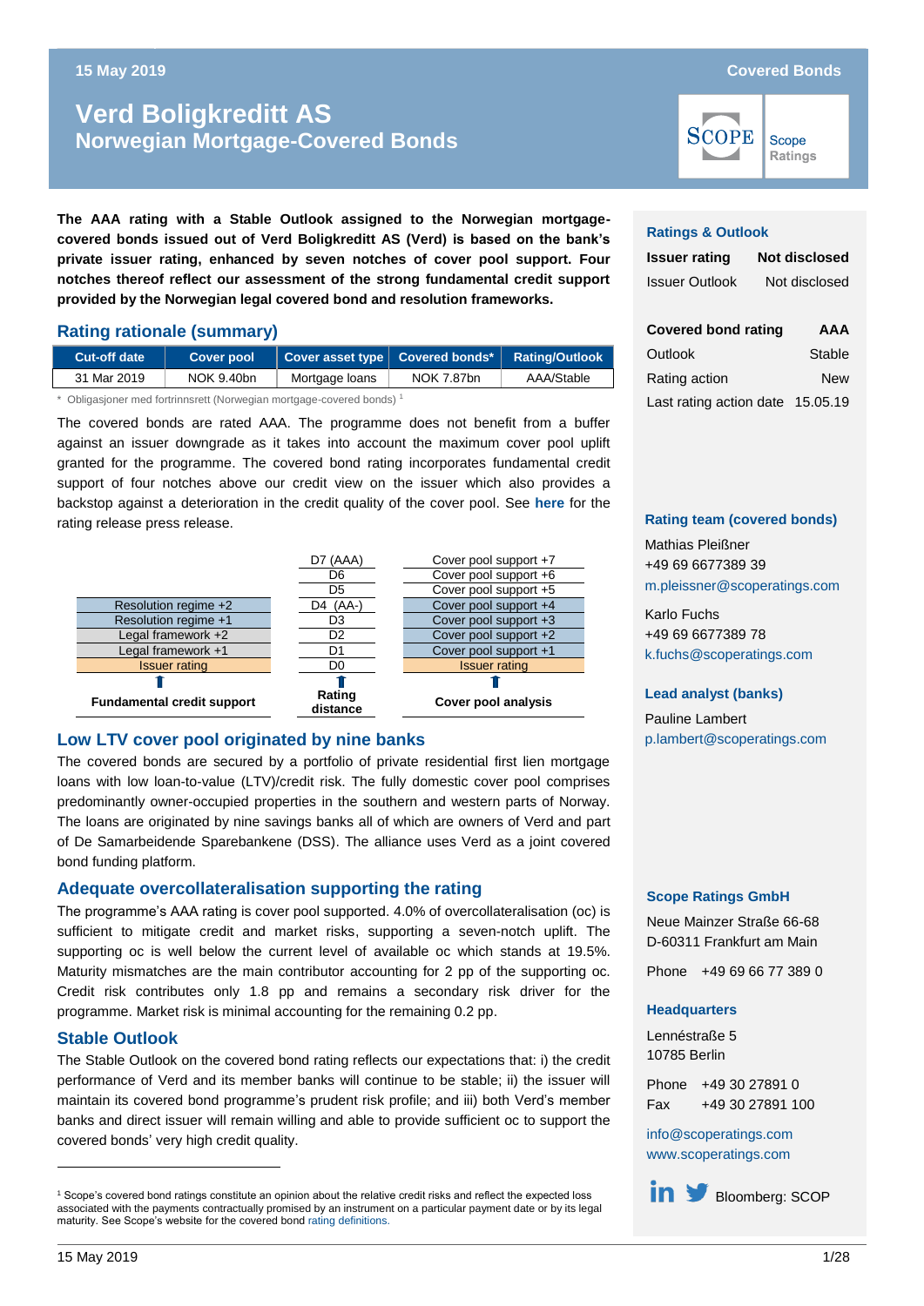# Verd Boligkreditt AS
## Norwegian Mortgage-Covered Bonds

**The AAA rating with a Stable Outlook assigned to the Norwegian mortgage-covered bonds issued out of Verd Boligkreditt AS (Verd) is based on the bank's private issuer rating, enhanced by seven notches of cover pool support. Four notches thereof reflect our assessment of the strong fundamental credit support provided by the Norwegian legal covered bond and resolution frameworks.**

### Rating rationale (summary)

| Cut-off date | Cover pool | Cover asset type | Covered bonds* | Rating/Outlook |
|---|---|---|---|---|
| 31 Mar 2019 | NOK 9.40bn | Mortgage loans | NOK 7.87bn | AAA/Stable |

\* Obligasjoner med fortrinnsrett (Norwegian mortgage-covered bonds) [1]

The covered bonds are rated AAA. The programme does not benefit from a buffer against an issuer downgrade as it takes into account the maximum cover pool uplift granted for the programme. The covered bond rating incorporates fundamental credit support of four notches above our credit view on the issuer which also provides a backstop against a deterioration in the credit quality of the cover pool. See **here** for the rating release press release.

| Fundamental credit support | Rating distance | Cover pool analysis |
|---|---|---|
| | D7 (AAA) | Cover pool support +7 |
| | D6 | Cover pool support +6 |
| | D5 | Cover pool support +5 |
| Resolution regime +2 | D4 (AA-) | Cover pool support +4 |
| Resolution regime +1 | D3 | Cover pool support +3 |
| Legal framework +2 | D2 | Cover pool support +2 |
| Legal framework +1 | D1 | Cover pool support +1 |
| Issuer rating | D0 | Issuer rating |

### Low LTV cover pool originated by nine banks

The covered bonds are secured by a portfolio of private residential first lien mortgage loans with low loan-to-value (LTV)/credit risk. The fully domestic cover pool comprises predominantly owner-occupied properties in the southern and western parts of Norway. The loans are originated by nine savings banks all of which are owners of Verd and part of De Samarbeidende Sparebankene (DSS). The alliance uses Verd as a joint covered bond funding platform.

### Adequate overcollateralisation supporting the rating

The programme's AAA rating is cover pool supported. 4.0% of overcollateralisation (oc) is sufficient to mitigate credit and market risks, supporting a seven-notch uplift. The supporting oc is well below the current level of available oc which stands at 19.5%. Maturity mismatches are the main contributor accounting for 2 pp of the supporting oc. Credit risk contributes only 1.8 pp and remains a secondary risk driver for the programme. Market risk is minimal accounting for the remaining 0.2 pp.

### Stable Outlook

The Stable Outlook on the covered bond rating reflects our expectations that: i) the credit performance of Verd and its member banks will continue to be stable; ii) the issuer will maintain its covered bond programme's prudent risk profile; and iii) both Verd's member banks and direct issuer will remain willing and able to provide sufficient oc to support the covered bonds' very high credit quality.

[1] Scope's covered bond ratings constitute an opinion about the relative credit risks and reflect the expected loss associated with the payments contractually promised by an instrument on a particular payment date or by its legal maturity. See Scope's website for the covered bond rating definitions.

---

**Ratings & Outlook**

| | |
|---|---|
| **Issuer rating** | **Not disclosed** |
| Issuer Outlook | Not disclosed |
| **Covered bond rating** | **AAA** |
| Outlook | Stable |
| Rating action | New |
| Last rating action date | 15.05.19 |

**Rating team (covered bonds)**

Mathias Pleißner
+49 69 6677389 39
m.pleissner@scoperatings.com

Karlo Fuchs
+49 69 6677389 78
k.fuchs@scoperatings.com

**Lead analyst (banks)**

Pauline Lambert
p.lambert@scoperatings.com

**Scope Ratings GmbH**

Neue Mainzer Straße 66-68
D-60311 Frankfurt am Main

Phone +49 69 66 77 389 0

**Headquarters**

Lennéstraße 5
10785 Berlin

Phone +49 30 27891 0
Fax +49 30 27891 100

info@scoperatings.com
www.scoperatings.com

Bloomberg: SCOP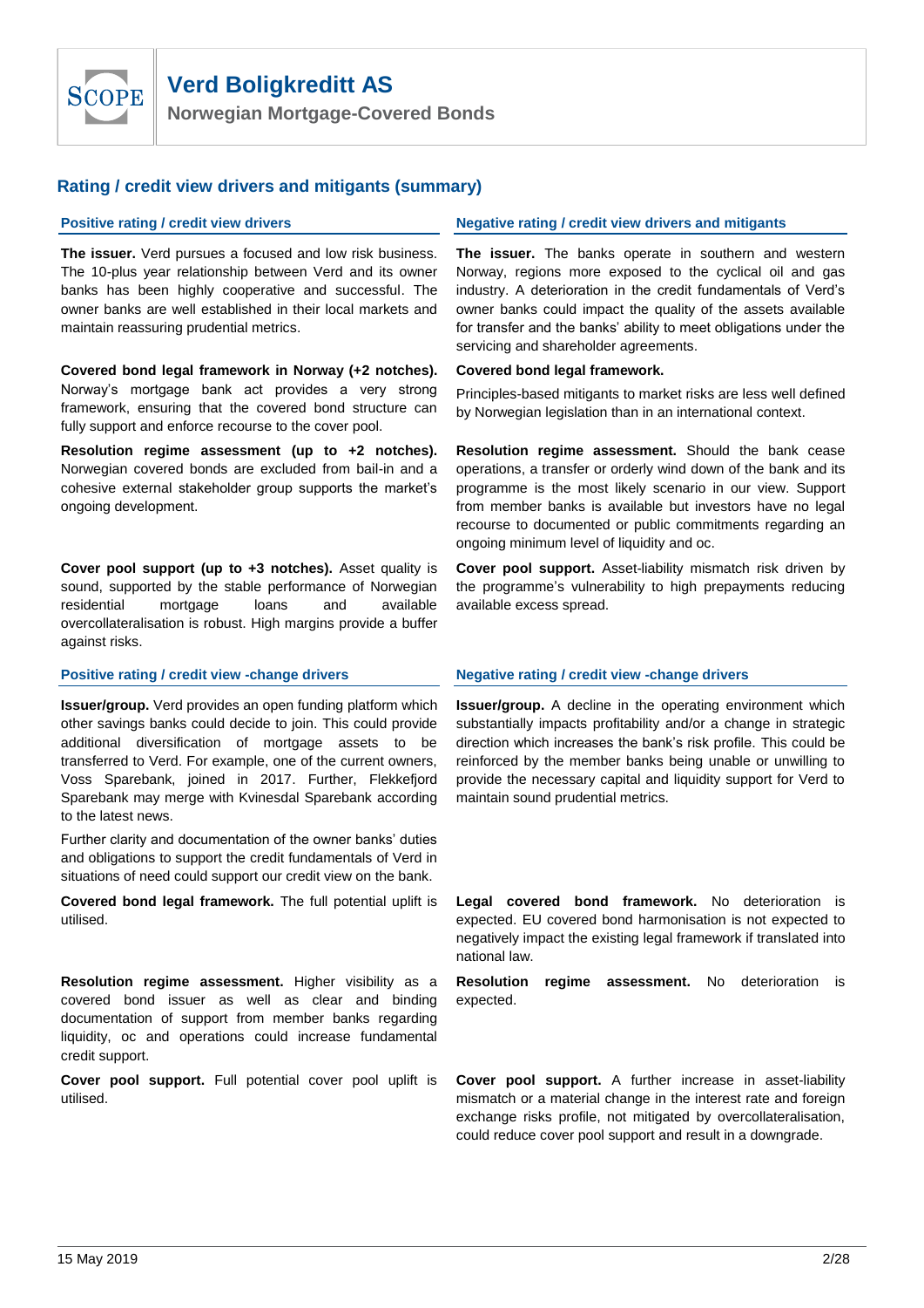## Rating / credit view drivers and mitigants (summary)

### Positive rating / credit view drivers

**The issuer.** Verd pursues a focused and low risk business. The 10-plus year relationship between Verd and its owner banks has been highly cooperative and successful. The owner banks are well established in their local markets and maintain reassuring prudential metrics.

**Covered bond legal framework in Norway (+2 notches).** Norway's mortgage bank act provides a very strong framework, ensuring that the covered bond structure can fully support and enforce recourse to the cover pool.

**Resolution regime assessment (up to +2 notches).** Norwegian covered bonds are excluded from bail-in and a cohesive external stakeholder group supports the market's ongoing development.

**Cover pool support (up to +3 notches).** Asset quality is sound, supported by the stable performance of Norwegian residential mortgage loans and available overcollateralisation is robust. High margins provide a buffer against risks.

### Negative rating / credit view drivers and mitigants

**The issuer.** The banks operate in southern and western Norway, regions more exposed to the cyclical oil and gas industry. A deterioration in the credit fundamentals of Verd's owner banks could impact the quality of the assets available for transfer and the banks' ability to meet obligations under the servicing and shareholder agreements.

**Covered bond legal framework.**

Principles-based mitigants to market risks are less well defined by Norwegian legislation than in an international context.

**Resolution regime assessment.** Should the bank cease operations, a transfer or orderly wind down of the bank and its programme is the most likely scenario in our view. Support from member banks is available but investors have no legal recourse to documented or public commitments regarding an ongoing minimum level of liquidity and oc.

**Cover pool support.** Asset-liability mismatch risk driven by the programme's vulnerability to high prepayments reducing available excess spread.

### Positive rating / credit view -change drivers

**Issuer/group.** Verd provides an open funding platform which other savings banks could decide to join. This could provide additional diversification of mortgage assets to be transferred to Verd. For example, one of the current owners, Voss Sparebank, joined in 2017. Further, Flekkefjord Sparebank may merge with Kvinesdal Sparebank according to the latest news.

Further clarity and documentation of the owner banks' duties and obligations to support the credit fundamentals of Verd in situations of need could support our credit view on the bank.

**Covered bond legal framework.** The full potential uplift is utilised.

**Resolution regime assessment.** Higher visibility as a covered bond issuer as well as clear and binding documentation of support from member banks regarding liquidity, oc and operations could increase fundamental credit support.

**Cover pool support.** Full potential cover pool uplift is utilised.

### Negative rating / credit view -change drivers

**Issuer/group.** A decline in the operating environment which substantially impacts profitability and/or a change in strategic direction which increases the bank's risk profile. This could be reinforced by the member banks being unable or unwilling to provide the necessary capital and liquidity support for Verd to maintain sound prudential metrics.

**Legal covered bond framework.** No deterioration is expected. EU covered bond harmonisation is not expected to negatively impact the existing legal framework if translated into national law.

**Resolution regime assessment.** No deterioration is expected.

**Cover pool support.** A further increase in asset-liability mismatch or a material change in the interest rate and foreign exchange risks profile, not mitigated by overcollateralisation, could reduce cover pool support and result in a downgrade.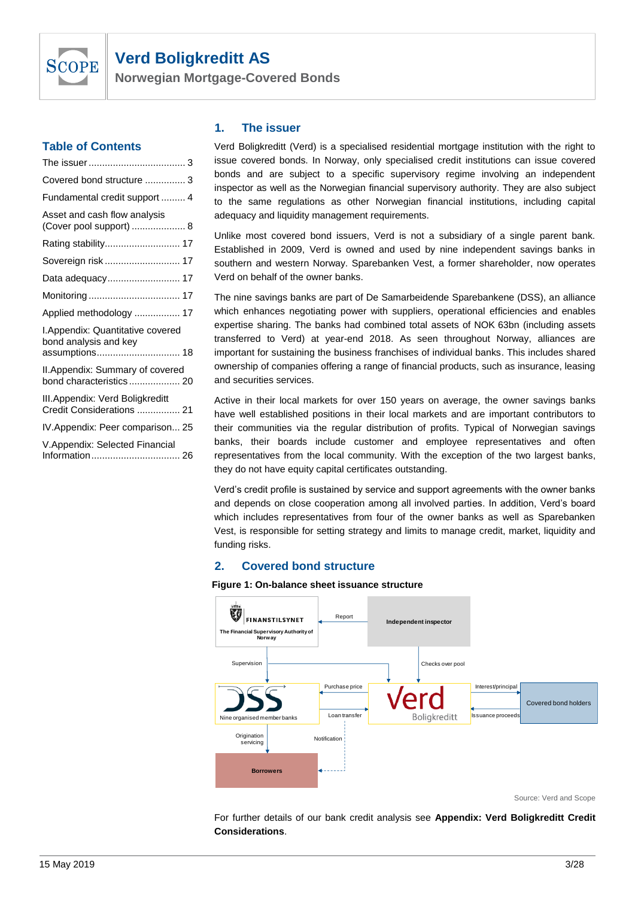# Verd Boligkreditt AS

## Norwegian Mortgage-Covered Bonds

### Table of Contents

The issuer .................................... 3

Covered bond structure ............... 3

Fundamental credit support ......... 4

Asset and cash flow analysis (Cover pool support) .................... 8

Rating stability............................ 17

Sovereign risk ............................ 17

Data adequacy........................... 17

Monitoring .................................. 17

Applied methodology ................. 17

I.Appendix: Quantitative covered bond analysis and key assumptions............................... 18

II.Appendix: Summary of covered bond characteristics ................... 20

III.Appendix: Verd Boligkreditt Credit Considerations ................ 21

IV.Appendix: Peer comparison... 25

V.Appendix: Selected Financial Information................................. 26

## 1. The issuer

Verd Boligkreditt (Verd) is a specialised residential mortgage institution with the right to issue covered bonds. In Norway, only specialised credit institutions can issue covered bonds and are subject to a specific supervisory regime involving an independent inspector as well as the Norwegian financial supervisory authority. They are also subject to the same regulations as other Norwegian financial institutions, including capital adequacy and liquidity management requirements.

Unlike most covered bond issuers, Verd is not a subsidiary of a single parent bank. Established in 2009, Verd is owned and used by nine independent savings banks in southern and western Norway. Sparebanken Vest, a former shareholder, now operates Verd on behalf of the owner banks.

The nine savings banks are part of De Samarbeidende Sparebankene (DSS), an alliance which enhances negotiating power with suppliers, operational efficiencies and enables expertise sharing. The banks had combined total assets of NOK 63bn (including assets transferred to Verd) at year-end 2018. As seen throughout Norway, alliances are important for sustaining the business franchises of individual banks. This includes shared ownership of companies offering a range of financial products, such as insurance, leasing and securities services.

Active in their local markets for over 150 years on average, the owner savings banks have well established positions in their local markets and are important contributors to their communities via the regular distribution of profits. Typical of Norwegian savings banks, their boards include customer and employee representatives and often representatives from the local community. With the exception of the two largest banks, they do not have equity capital certificates outstanding.

Verd's credit profile is sustained by service and support agreements with the owner banks and depends on close cooperation among all involved parties. In addition, Verd's board which includes representatives from four of the owner banks as well as Sparebanken Vest, is responsible for setting strategy and limits to manage credit, market, liquidity and funding risks.

## 2. Covered bond structure

**Figure 1: On-balance sheet issuance structure**

FINANSTILSYNET – The Financial Supervisory Authority of Norway | Report ← Independent inspector | Supervision | Checks over pool

DSS – Nine organised member banks | Purchase price / Loan transfer | Verd Boligkreditt | Interest/principal / Issuance proceeds | Covered bond holders

Origination servicing | Notification | Borrowers

Source: Verd and Scope

For further details of our bank credit analysis see **Appendix: Verd Boligkreditt Credit Considerations**.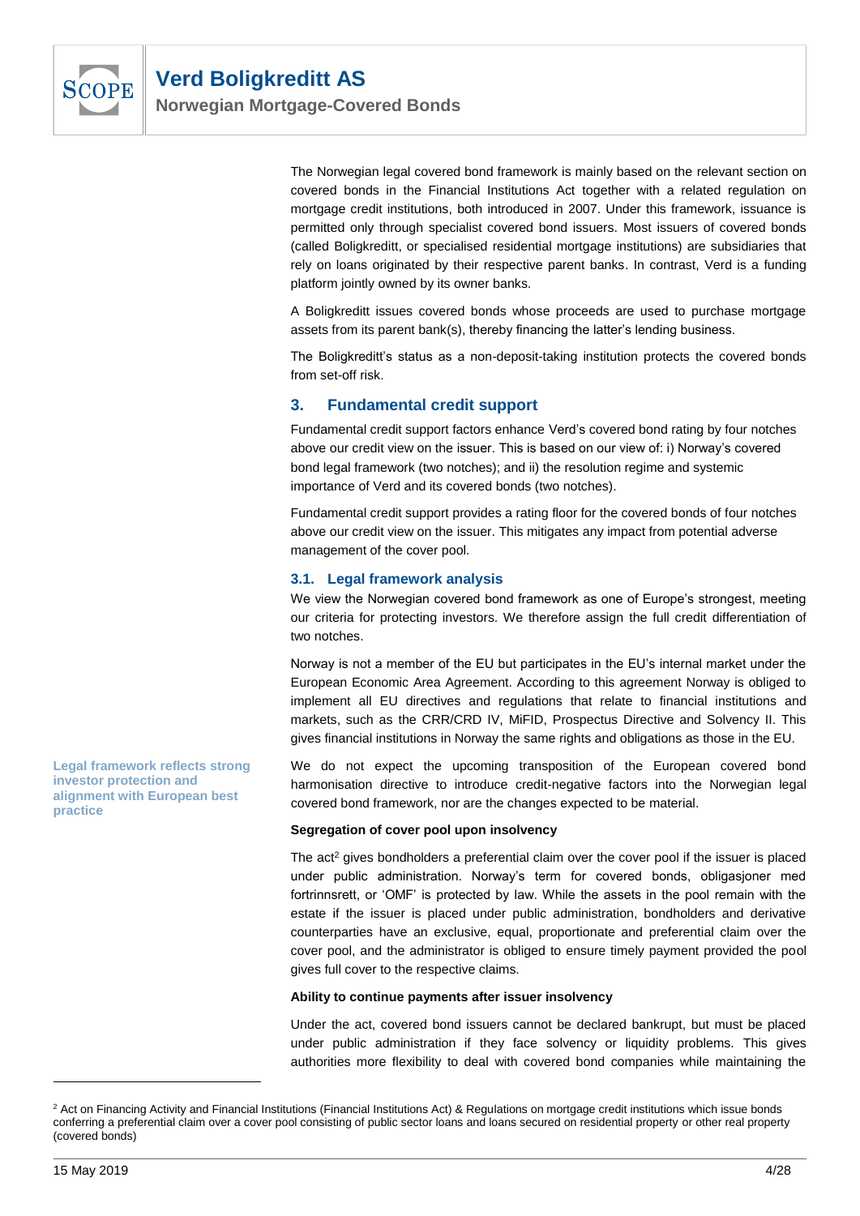The Norwegian legal covered bond framework is mainly based on the relevant section on covered bonds in the Financial Institutions Act together with a related regulation on mortgage credit institutions, both introduced in 2007. Under this framework, issuance is permitted only through specialist covered bond issuers. Most issuers of covered bonds (called Boligkreditt, or specialised residential mortgage institutions) are subsidiaries that rely on loans originated by their respective parent banks. In contrast, Verd is a funding platform jointly owned by its owner banks.

A Boligkreditt issues covered bonds whose proceeds are used to purchase mortgage assets from its parent bank(s), thereby financing the latter's lending business.

The Boligkreditt's status as a non-deposit-taking institution protects the covered bonds from set-off risk.

## 3. Fundamental credit support

Fundamental credit support factors enhance Verd's covered bond rating by four notches above our credit view on the issuer. This is based on our view of: i) Norway's covered bond legal framework (two notches); and ii) the resolution regime and systemic importance of Verd and its covered bonds (two notches).

Fundamental credit support provides a rating floor for the covered bonds of four notches above our credit view on the issuer. This mitigates any impact from potential adverse management of the cover pool.

### 3.1. Legal framework analysis

We view the Norwegian covered bond framework as one of Europe's strongest, meeting our criteria for protecting investors. We therefore assign the full credit differentiation of two notches.

Norway is not a member of the EU but participates in the EU's internal market under the European Economic Area Agreement. According to this agreement Norway is obliged to implement all EU directives and regulations that relate to financial institutions and markets, such as the CRR/CRD IV, MiFID, Prospectus Directive and Solvency II. This gives financial institutions in Norway the same rights and obligations as those in the EU.

**Legal framework reflects strong investor protection and alignment with European best practice**

We do not expect the upcoming transposition of the European covered bond harmonisation directive to introduce credit-negative factors into the Norwegian legal covered bond framework, nor are the changes expected to be material.

**Segregation of cover pool upon insolvency**

The act[2] gives bondholders a preferential claim over the cover pool if the issuer is placed under public administration. Norway's term for covered bonds, obligasjoner med fortrinnsrett, or 'OMF' is protected by law. While the assets in the pool remain with the estate if the issuer is placed under public administration, bondholders and derivative counterparties have an exclusive, equal, proportionate and preferential claim over the cover pool, and the administrator is obliged to ensure timely payment provided the pool gives full cover to the respective claims.

**Ability to continue payments after issuer insolvency**

Under the act, covered bond issuers cannot be declared bankrupt, but must be placed under public administration if they face solvency or liquidity problems. This gives authorities more flexibility to deal with covered bond companies while maintaining the

[2] Act on Financing Activity and Financial Institutions (Financial Institutions Act) & Regulations on mortgage credit institutions which issue bonds conferring a preferential claim over a cover pool consisting of public sector loans and loans secured on residential property or other real property (covered bonds)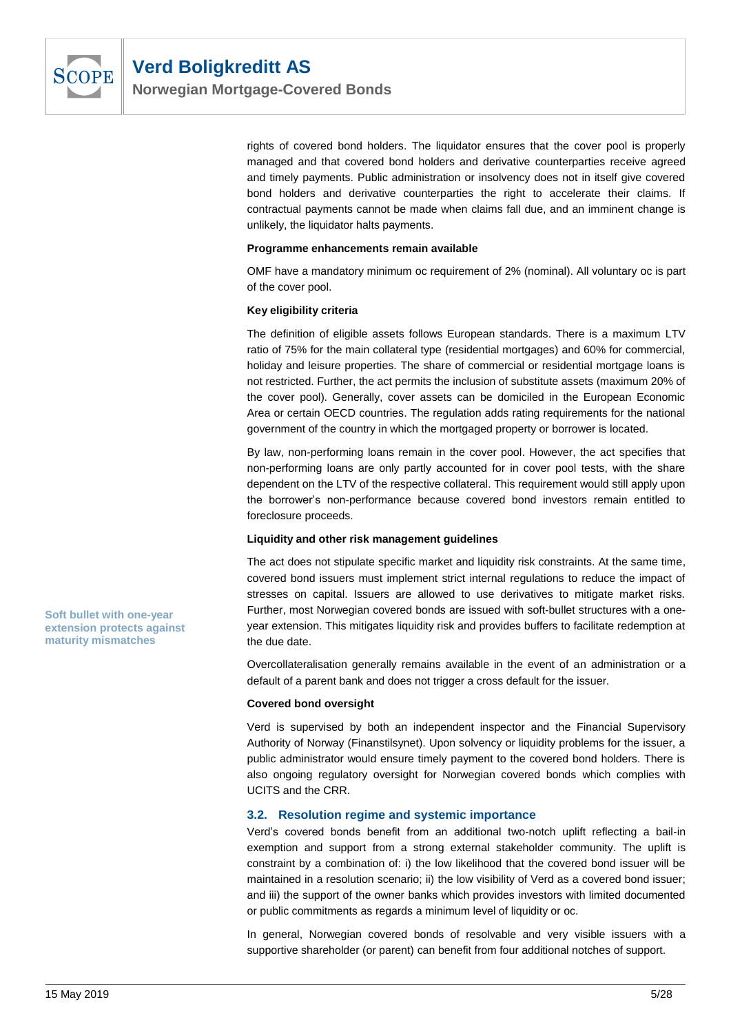rights of covered bond holders. The liquidator ensures that the cover pool is properly managed and that covered bond holders and derivative counterparties receive agreed and timely payments. Public administration or insolvency does not in itself give covered bond holders and derivative counterparties the right to accelerate their claims. If contractual payments cannot be made when claims fall due, and an imminent change is unlikely, the liquidator halts payments.

**Programme enhancements remain available**

OMF have a mandatory minimum oc requirement of 2% (nominal). All voluntary oc is part of the cover pool.

**Key eligibility criteria**

The definition of eligible assets follows European standards. There is a maximum LTV ratio of 75% for the main collateral type (residential mortgages) and 60% for commercial, holiday and leisure properties. The share of commercial or residential mortgage loans is not restricted. Further, the act permits the inclusion of substitute assets (maximum 20% of the cover pool). Generally, cover assets can be domiciled in the European Economic Area or certain OECD countries. The regulation adds rating requirements for the national government of the country in which the mortgaged property or borrower is located.

By law, non-performing loans remain in the cover pool. However, the act specifies that non-performing loans are only partly accounted for in cover pool tests, with the share dependent on the LTV of the respective collateral. This requirement would still apply upon the borrower's non-performance because covered bond investors remain entitled to foreclosure proceeds.

**Liquidity and other risk management guidelines**

**Soft bullet with one-year extension protects against maturity mismatches**

The act does not stipulate specific market and liquidity risk constraints. At the same time, covered bond issuers must implement strict internal regulations to reduce the impact of stresses on capital. Issuers are allowed to use derivatives to mitigate market risks. Further, most Norwegian covered bonds are issued with soft-bullet structures with a one-year extension. This mitigates liquidity risk and provides buffers to facilitate redemption at the due date.

Overcollateralisation generally remains available in the event of an administration or a default of a parent bank and does not trigger a cross default for the issuer.

**Covered bond oversight**

Verd is supervised by both an independent inspector and the Financial Supervisory Authority of Norway (Finanstilsynet). Upon solvency or liquidity problems for the issuer, a public administrator would ensure timely payment to the covered bond holders. There is also ongoing regulatory oversight for Norwegian covered bonds which complies with UCITS and the CRR.

### 3.2. Resolution regime and systemic importance

Verd's covered bonds benefit from an additional two-notch uplift reflecting a bail-in exemption and support from a strong external stakeholder community. The uplift is constraint by a combination of: i) the low likelihood that the covered bond issuer will be maintained in a resolution scenario; ii) the low visibility of Verd as a covered bond issuer; and iii) the support of the owner banks which provides investors with limited documented or public commitments as regards a minimum level of liquidity or oc.

In general, Norwegian covered bonds of resolvable and very visible issuers with a supportive shareholder (or parent) can benefit from four additional notches of support.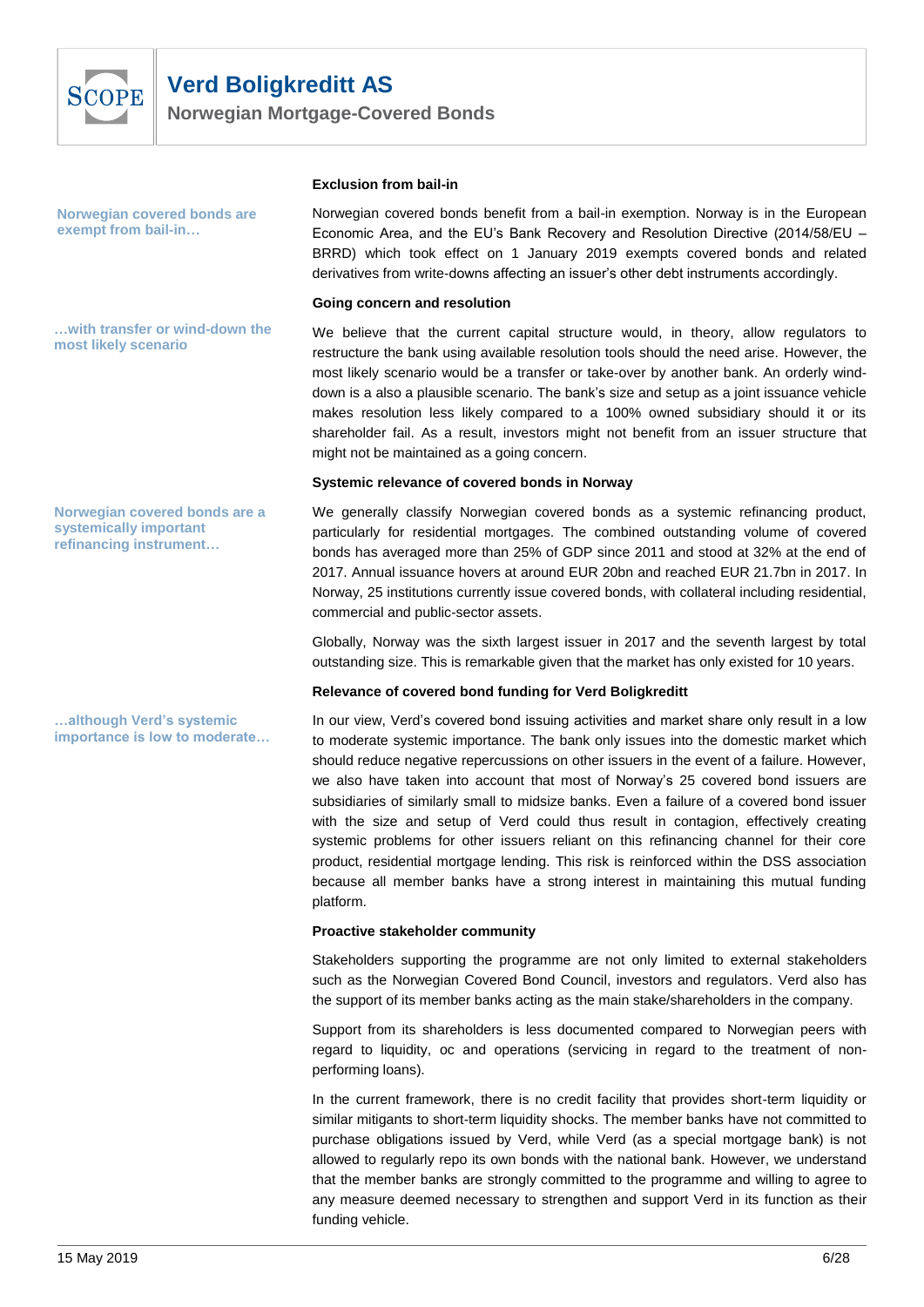### Exclusion from bail-in

*Norwegian covered bonds are exempt from bail-in…*

Norwegian covered bonds benefit from a bail-in exemption. Norway is in the European Economic Area, and the EU's Bank Recovery and Resolution Directive (2014/58/EU – BRRD) which took effect on 1 January 2019 exempts covered bonds and related derivatives from write-downs affecting an issuer's other debt instruments accordingly.

### Going concern and resolution

*…with transfer or wind-down the most likely scenario*

We believe that the current capital structure would, in theory, allow regulators to restructure the bank using available resolution tools should the need arise. However, the most likely scenario would be a transfer or take-over by another bank. An orderly wind-down is a also a plausible scenario. The bank's size and setup as a joint issuance vehicle makes resolution less likely compared to a 100% owned subsidiary should it or its shareholder fail. As a result, investors might not benefit from an issuer structure that might not be maintained as a going concern.

### Systemic relevance of covered bonds in Norway

*Norwegian covered bonds are a systemically important refinancing instrument…*

We generally classify Norwegian covered bonds as a systemic refinancing product, particularly for residential mortgages. The combined outstanding volume of covered bonds has averaged more than 25% of GDP since 2011 and stood at 32% at the end of 2017. Annual issuance hovers at around EUR 20bn and reached EUR 21.7bn in 2017. In Norway, 25 institutions currently issue covered bonds, with collateral including residential, commercial and public-sector assets.

Globally, Norway was the sixth largest issuer in 2017 and the seventh largest by total outstanding size. This is remarkable given that the market has only existed for 10 years.

### Relevance of covered bond funding for Verd Boligkreditt

*…although Verd's systemic importance is low to moderate…*

In our view, Verd's covered bond issuing activities and market share only result in a low to moderate systemic importance. The bank only issues into the domestic market which should reduce negative repercussions on other issuers in the event of a failure. However, we also have taken into account that most of Norway's 25 covered bond issuers are subsidiaries of similarly small to midsize banks. Even a failure of a covered bond issuer with the size and setup of Verd could thus result in contagion, effectively creating systemic problems for other issuers reliant on this refinancing channel for their core product, residential mortgage lending. This risk is reinforced within the DSS association because all member banks have a strong interest in maintaining this mutual funding platform.

### Proactive stakeholder community

Stakeholders supporting the programme are not only limited to external stakeholders such as the Norwegian Covered Bond Council, investors and regulators. Verd also has the support of its member banks acting as the main stake/shareholders in the company.

Support from its shareholders is less documented compared to Norwegian peers with regard to liquidity, oc and operations (servicing in regard to the treatment of non-performing loans).

In the current framework, there is no credit facility that provides short-term liquidity or similar mitigants to short-term liquidity shocks. The member banks have not committed to purchase obligations issued by Verd, while Verd (as a special mortgage bank) is not allowed to regularly repo its own bonds with the national bank. However, we understand that the member banks are strongly committed to the programme and willing to agree to any measure deemed necessary to strengthen and support Verd in its function as their funding vehicle.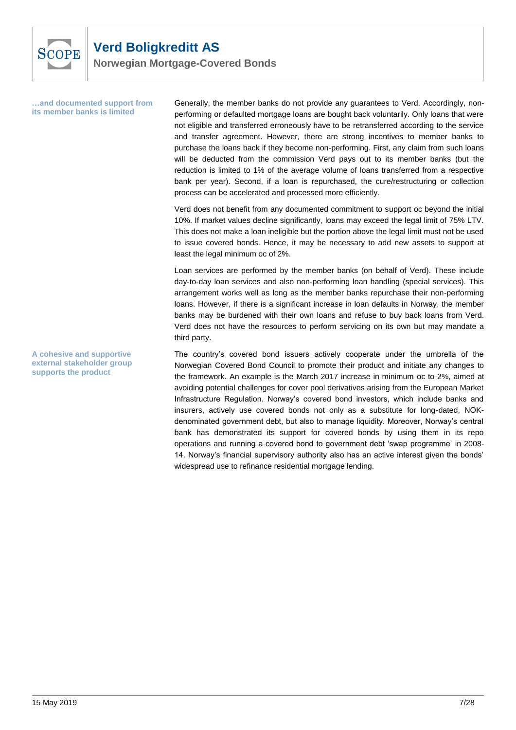**…and documented support from its member banks is limited**

Generally, the member banks do not provide any guarantees to Verd. Accordingly, non-performing or defaulted mortgage loans are bought back voluntarily. Only loans that were not eligible and transferred erroneously have to be retransferred according to the service and transfer agreement. However, there are strong incentives to member banks to purchase the loans back if they become non-performing. First, any claim from such loans will be deducted from the commission Verd pays out to its member banks (but the reduction is limited to 1% of the average volume of loans transferred from a respective bank per year). Second, if a loan is repurchased, the cure/restructuring or collection process can be accelerated and processed more efficiently.

Verd does not benefit from any documented commitment to support oc beyond the initial 10%. If market values decline significantly, loans may exceed the legal limit of 75% LTV. This does not make a loan ineligible but the portion above the legal limit must not be used to issue covered bonds. Hence, it may be necessary to add new assets to support at least the legal minimum oc of 2%.

Loan services are performed by the member banks (on behalf of Verd). These include day-to-day loan services and also non-performing loan handling (special services). This arrangement works well as long as the member banks repurchase their non-performing loans. However, if there is a significant increase in loan defaults in Norway, the member banks may be burdened with their own loans and refuse to buy back loans from Verd. Verd does not have the resources to perform servicing on its own but may mandate a third party.

**A cohesive and supportive external stakeholder group supports the product**

The country's covered bond issuers actively cooperate under the umbrella of the Norwegian Covered Bond Council to promote their product and initiate any changes to the framework. An example is the March 2017 increase in minimum oc to 2%, aimed at avoiding potential challenges for cover pool derivatives arising from the European Market Infrastructure Regulation. Norway's covered bond investors, which include banks and insurers, actively use covered bonds not only as a substitute for long-dated, NOK-denominated government debt, but also to manage liquidity. Moreover, Norway's central bank has demonstrated its support for covered bonds by using them in its repo operations and running a covered bond to government debt 'swap programme' in 2008-14. Norway's financial supervisory authority also has an active interest given the bonds' widespread use to refinance residential mortgage lending.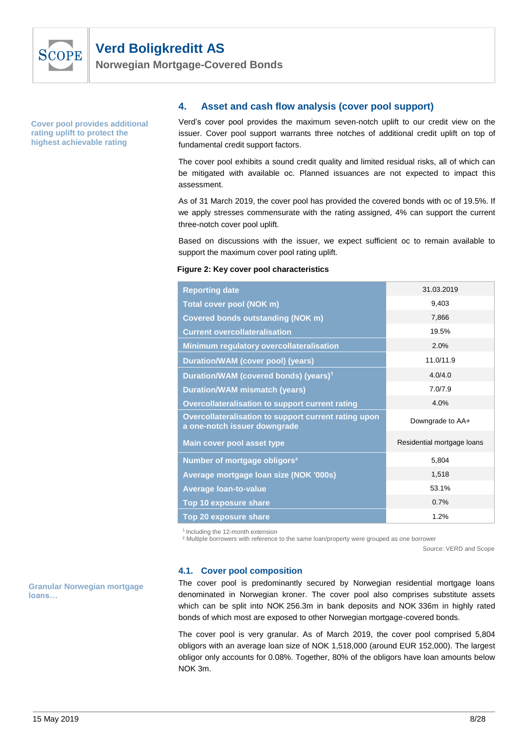## 4. Asset and cash flow analysis (cover pool support)

**Cover pool provides additional rating uplift to protect the highest achievable rating**

Verd's cover pool provides the maximum seven-notch uplift to our credit view on the issuer. Cover pool support warrants three notches of additional credit uplift on top of fundamental credit support factors.

The cover pool exhibits a sound credit quality and limited residual risks, all of which can be mitigated with available oc. Planned issuances are not expected to impact this assessment.

As of 31 March 2019, the cover pool has provided the covered bonds with oc of 19.5%. If we apply stresses commensurate with the rating assigned, 4% can support the current three-notch cover pool uplift.

Based on discussions with the issuer, we expect sufficient oc to remain available to support the maximum cover pool rating uplift.

**Figure 2: Key cover pool characteristics**

| Reporting date | 31.03.2019 |
|---|---|
| Total cover pool (NOK m) | 9,403 |
| Covered bonds outstanding (NOK m) | 7,866 |
| Current overcollateralisation | 19.5% |
| Minimum regulatory overcollateralisation | 2.0% |
| Duration/WAM (cover pool) (years) | 11.0/11.9 |
| Duration/WAM (covered bonds) (years)[1] | 4.0/4.0 |
| Duration/WAM mismatch (years) | 7.0/7.9 |
| Overcollateralisation to support current rating | 4.0% |
| Overcollateralisation to support current rating upon a one-notch issuer downgrade | Downgrade to AA+ |
| Main cover pool asset type | Residential mortgage loans |
| Number of mortgage obligors[2] | 5,804 |
| Average mortgage loan size (NOK '000s) | 1,518 |
| Average loan-to-value | 53.1% |
| Top 10 exposure share | 0.7% |
| Top 20 exposure share | 1.2% |

[1] Including the 12-month extension
[2] Multiple borrowers with reference to the same loan/property were grouped as one borrower

Source: VERD and Scope

### 4.1. Cover pool composition

**Granular Norwegian mortgage loans…**

The cover pool is predominantly secured by Norwegian residential mortgage loans denominated in Norwegian kroner. The cover pool also comprises substitute assets which can be split into NOK 256.3m in bank deposits and NOK 336m in highly rated bonds of which most are exposed to other Norwegian mortgage-covered bonds.

The cover pool is very granular. As of March 2019, the cover pool comprised 5,804 obligors with an average loan size of NOK 1,518,000 (around EUR 152,000). The largest obligor only accounts for 0.08%. Together, 80% of the obligors have loan amounts below NOK 3m.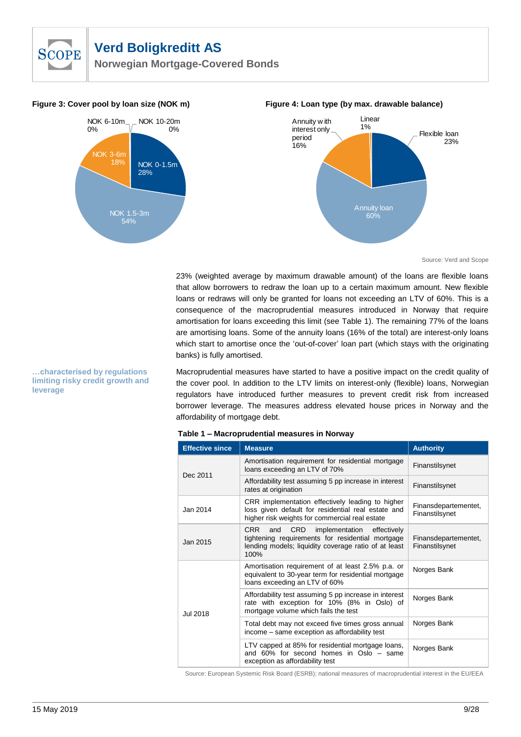**Figure 3: Cover pool by loan size (NOK m)**

NOK 6-10m 0%; NOK 10-20m 0%; NOK 0-1.5m 28%; NOK 1.5-3m 54%; NOK 3-6m 18%

**Figure 4: Loan type (by max. drawable balance)**

Linear 1%; Flexible loan 23%; Annuity loan 60%; Annuity with interest only period 16%

Source: Verd and Scope

23% (weighted average by maximum drawable amount) of the loans are flexible loans that allow borrowers to redraw the loan up to a certain maximum amount. New flexible loans or redraws will only be granted for loans not exceeding an LTV of 60%. This is a consequence of the macroprudential measures introduced in Norway that require amortisation for loans exceeding this limit (see Table 1). The remaining 77% of the loans are amortising loans. Some of the annuity loans (16% of the total) are interest-only loans which start to amortise once the 'out-of-cover' loan part (which stays with the originating banks) is fully amortised.

**…characterised by regulations limiting risky credit growth and leverage**

Macroprudential measures have started to have a positive impact on the credit quality of the cover pool. In addition to the LTV limits on interest-only (flexible) loans, Norwegian regulators have introduced further measures to prevent credit risk from increased borrower leverage. The measures address elevated house prices in Norway and the affordability of mortgage debt.

**Table 1 – Macroprudential measures in Norway**

| Effective since | Measure | Authority |
|---|---|---|
| Dec 2011 | Amortisation requirement for residential mortgage loans exceeding an LTV of 70% | Finanstilsynet |
| | Affordability test assuming 5 pp increase in interest rates at origination | Finanstilsynet |
| Jan 2014 | CRR implementation effectively leading to higher loss given default for residential real estate and higher risk weights for commercial real estate | Finansdepartementet, Finanstilsynet |
| Jan 2015 | CRR and CRD implementation effectively tightening requirements for residential mortgage lending models; liquidity coverage ratio of at least 100% | Finansdepartementet, Finanstilsynet |
| Jul 2018 | Amortisation requirement of at least 2.5% p.a. or equivalent to 30-year term for residential mortgage loans exceeding an LTV of 60% | Norges Bank |
| | Affordability test assuming 5 pp increase in interest rate with exception for 10% (8% in Oslo) of mortgage volume which fails the test | Norges Bank |
| | Total debt may not exceed five times gross annual income – same exception as affordability test | Norges Bank |
| | LTV capped at 85% for residential mortgage loans, and 60% for second homes in Oslo – same exception as affordability test | Norges Bank |

Source: European Systemic Risk Board (ESRB); national measures of macroprudential interest in the EU/EEA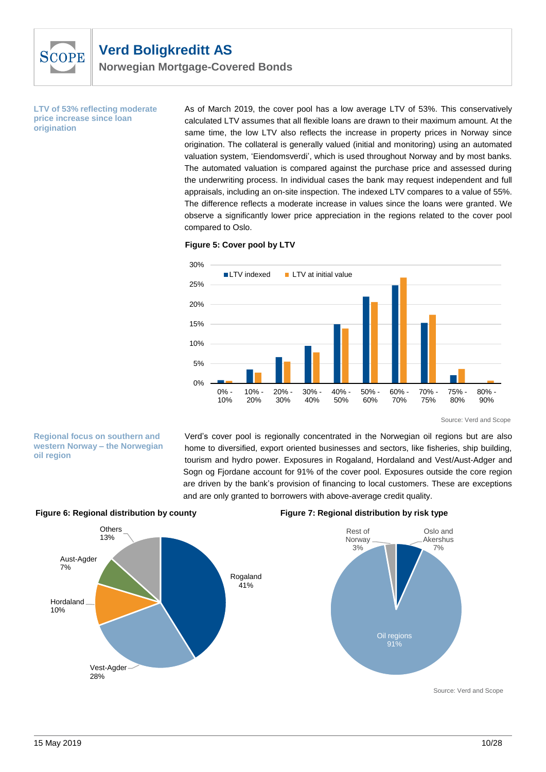**LTV of 53% reflecting moderate price increase since loan origination**

As of March 2019, the cover pool has a low average LTV of 53%. This conservatively calculated LTV assumes that all flexible loans are drawn to their maximum amount. At the same time, the low LTV also reflects the increase in property prices in Norway since origination. The collateral is generally valued (initial and monitoring) using an automated valuation system, 'Eiendomsverdi', which is used throughout Norway and by most banks. The automated valuation is compared against the purchase price and assessed during the underwriting process. In individual cases the bank may request independent and full appraisals, including an on-site inspection. The indexed LTV compares to a value of 55%. The difference reflects a moderate increase in values since the loans were granted. We observe a significantly lower price appreciation in the regions related to the cover pool compared to Oslo.

**Figure 5: Cover pool by LTV**

Source: Verd and Scope

**Regional focus on southern and western Norway – the Norwegian oil region**

Verd's cover pool is regionally concentrated in the Norwegian oil regions but are also home to diversified, export oriented businesses and sectors, like fisheries, ship building, tourism and hydro power. Exposures in Rogaland, Hordaland and Vest/Aust-Adger and Sogn og Fjordane account for 91% of the cover pool. Exposures outside the core region are driven by the bank's provision of financing to local customers. These are exceptions and are only granted to borrowers with above-average credit quality.

**Figure 6: Regional distribution by county**

**Figure 7: Regional distribution by risk type**

Source: Verd and Scope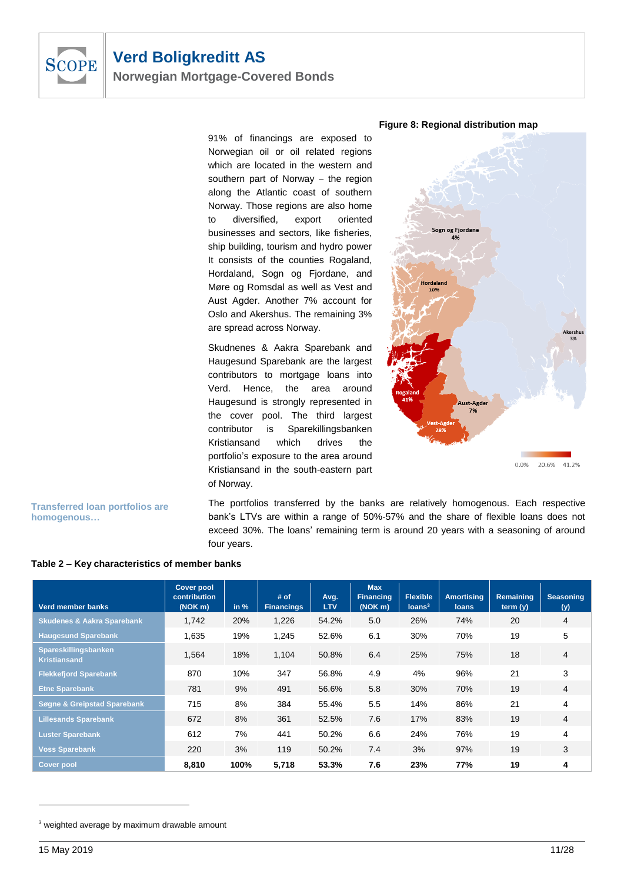91% of financings are exposed to Norwegian oil or oil related regions which are located in the western and southern part of Norway – the region along the Atlantic coast of southern Norway. Those regions are also home to diversified, export oriented businesses and sectors, like fisheries, ship building, tourism and hydro power It consists of the counties Rogaland, Hordaland, Sogn og Fjordane, and Møre og Romsdal as well as Vest and Aust Agder. Another 7% account for Oslo and Akershus. The remaining 3% are spread across Norway.

Skudnenes & Aakra Sparebank and Haugesund Sparebank are the largest contributors to mortgage loans into Verd. Hence, the area around Haugesund is strongly represented in the cover pool. The third largest contributor is Sparekillingsbanken Kristiansand which drives the portfolio's exposure to the area around Kristiansand in the south-eastern part of Norway.

**Figure 8: Regional distribution map**

Sogn og Fjordane 4%
Hordaland 10%
Akershus 3%
Rogaland 41%
Aust-Agder 7%
Vest-Agder 28%

0.0% 20.6% 41.2%

**Transferred loan portfolios are homogenous…**

The portfolios transferred by the banks are relatively homogenous. Each respective bank's LTVs are within a range of 50%-57% and the share of flexible loans does not exceed 30%. The loans' remaining term is around 20 years with a seasoning of around four years.

**Table 2 – Key characteristics of member banks**

| Verd member banks | Cover pool contribution (NOK m) | in % | # of Financings | Avg. LTV | Max Financing (NOK m) | Flexible loans[3] | Amortising loans | Remaining term (y) | Seasoning (y) |
|---|---|---|---|---|---|---|---|---|---|
| Skudenes & Aakra Sparebank | 1,742 | 20% | 1,226 | 54.2% | 5.0 | 26% | 74% | 20 | 4 |
| Haugesund Sparebank | 1,635 | 19% | 1,245 | 52.6% | 6.1 | 30% | 70% | 19 | 5 |
| Spareskillingsbanken Kristiansand | 1,564 | 18% | 1,104 | 50.8% | 6.4 | 25% | 75% | 18 | 4 |
| Flekkefjord Sparebank | 870 | 10% | 347 | 56.8% | 4.9 | 4% | 96% | 21 | 3 |
| Etne Sparebank | 781 | 9% | 491 | 56.6% | 5.8 | 30% | 70% | 19 | 4 |
| Søgne & Greipstad Sparebank | 715 | 8% | 384 | 55.4% | 5.5 | 14% | 86% | 21 | 4 |
| Lillesands Sparebank | 672 | 8% | 361 | 52.5% | 7.6 | 17% | 83% | 19 | 4 |
| Luster Sparebank | 612 | 7% | 441 | 50.2% | 6.6 | 24% | 76% | 19 | 4 |
| Voss Sparebank | 220 | 3% | 119 | 50.2% | 7.4 | 3% | 97% | 19 | 3 |
| Cover pool | **8,810** | **100%** | **5,718** | **53.3%** | **7.6** | **23%** | **77%** | **19** | **4** |

[3] weighted average by maximum drawable amount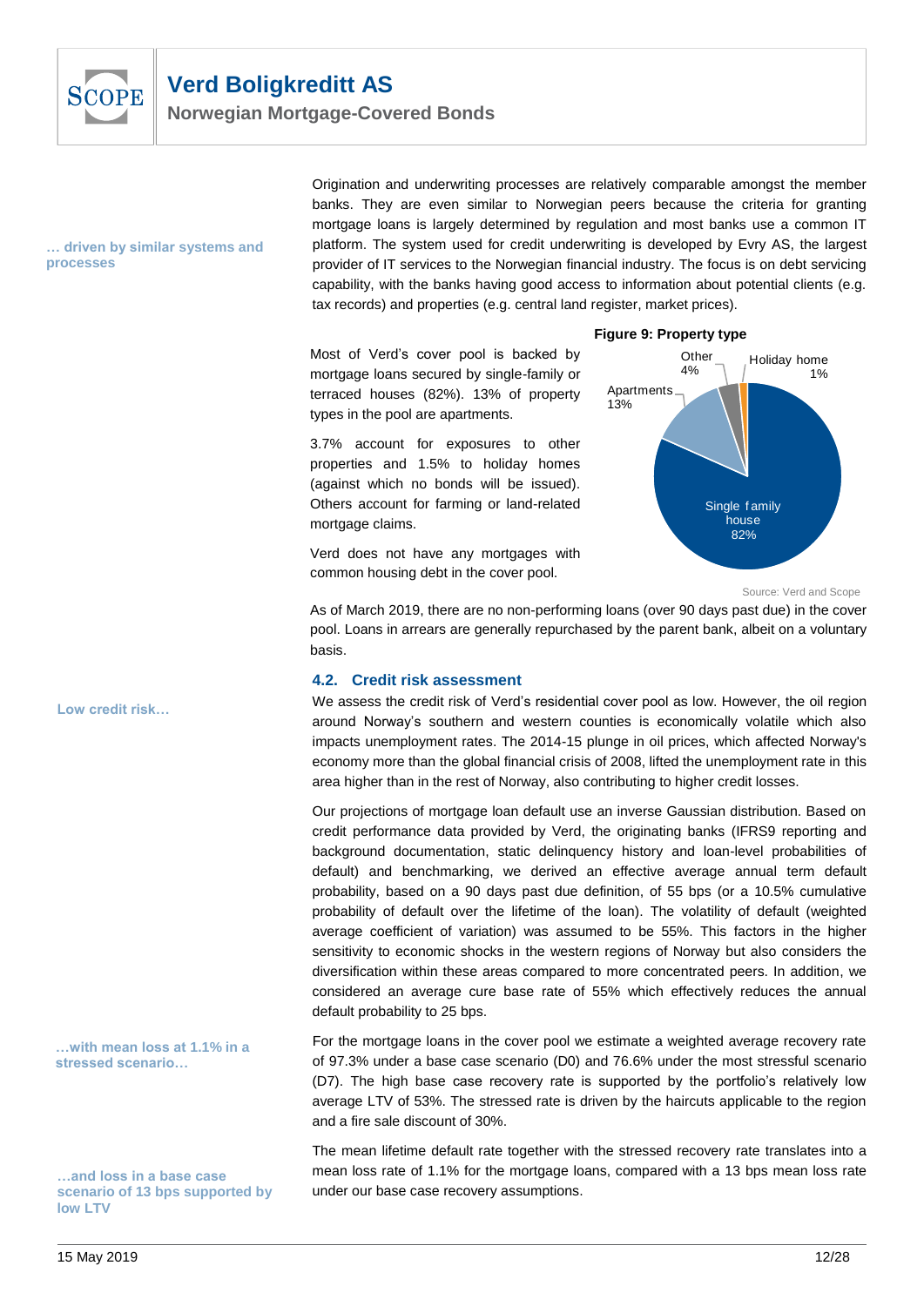… driven by similar systems and processes

Origination and underwriting processes are relatively comparable amongst the member banks. They are even similar to Norwegian peers because the criteria for granting mortgage loans is largely determined by regulation and most banks use a common IT platform. The system used for credit underwriting is developed by Evry AS, the largest provider of IT services to the Norwegian financial industry. The focus is on debt servicing capability, with the banks having good access to information about potential clients (e.g. tax records) and properties (e.g. central land register, market prices).

Most of Verd's cover pool is backed by mortgage loans secured by single-family or terraced houses (82%). 13% of property types in the pool are apartments.

3.7% account for exposures to other properties and 1.5% to holiday homes (against which no bonds will be issued). Others account for farming or land-related mortgage claims.

Verd does not have any mortgages with common housing debt in the cover pool.

**Figure 9: Property type**

| Property type | Share |
|---|---|
| Single family house | 82% |
| Apartments | 13% |
| Other | 4% |
| Holiday home | 1% |

Source: Verd and Scope

As of March 2019, there are no non-performing loans (over 90 days past due) in the cover pool. Loans in arrears are generally repurchased by the parent bank, albeit on a voluntary basis.

## 4.2. Credit risk assessment

Low credit risk…

We assess the credit risk of Verd's residential cover pool as low. However, the oil region around Norway's southern and western counties is economically volatile which also impacts unemployment rates. The 2014-15 plunge in oil prices, which affected Norway's economy more than the global financial crisis of 2008, lifted the unemployment rate in this area higher than in the rest of Norway, also contributing to higher credit losses.

Our projections of mortgage loan default use an inverse Gaussian distribution. Based on credit performance data provided by Verd, the originating banks (IFRS9 reporting and background documentation, static delinquency history and loan-level probabilities of default) and benchmarking, we derived an effective average annual term default probability, based on a 90 days past due definition, of 55 bps (or a 10.5% cumulative probability of default over the lifetime of the loan). The volatility of default (weighted average coefficient of variation) was assumed to be 55%. This factors in the higher sensitivity to economic shocks in the western regions of Norway but also considers the diversification within these areas compared to more concentrated peers. In addition, we considered an average cure base rate of 55% which effectively reduces the annual default probability to 25 bps.

…with mean loss at 1.1% in a stressed scenario…

For the mortgage loans in the cover pool we estimate a weighted average recovery rate of 97.3% under a base case scenario (D0) and 76.6% under the most stressful scenario (D7). The high base case recovery rate is supported by the portfolio's relatively low average LTV of 53%. The stressed rate is driven by the haircuts applicable to the region and a fire sale discount of 30%.

…and loss in a base case scenario of 13 bps supported by low LTV

The mean lifetime default rate together with the stressed recovery rate translates into a mean loss rate of 1.1% for the mortgage loans, compared with a 13 bps mean loss rate under our base case recovery assumptions.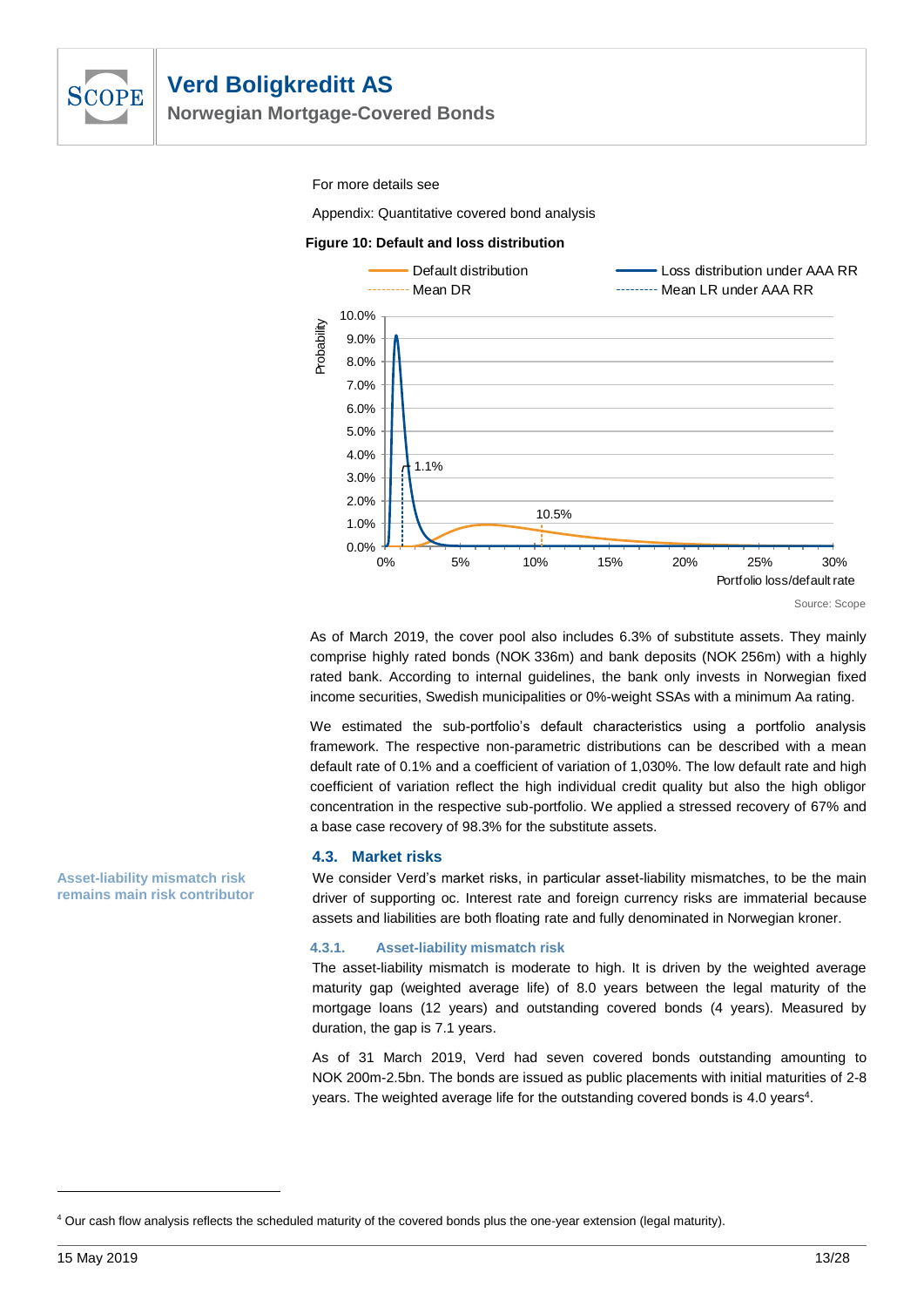For more details see

Appendix: Quantitative covered bond analysis

**Figure 10: Default and loss distribution**

Source: Scope

As of March 2019, the cover pool also includes 6.3% of substitute assets. They mainly comprise highly rated bonds (NOK 336m) and bank deposits (NOK 256m) with a highly rated bank. According to internal guidelines, the bank only invests in Norwegian fixed income securities, Swedish municipalities or 0%-weight SSAs with a minimum Aa rating.

We estimated the sub-portfolio's default characteristics using a portfolio analysis framework. The respective non-parametric distributions can be described with a mean default rate of 0.1% and a coefficient of variation of 1,030%. The low default rate and high coefficient of variation reflect the high individual credit quality but also the high obligor concentration in the respective sub-portfolio. We applied a stressed recovery of 67% and a base case recovery of 98.3% for the substitute assets.

## 4.3. Market risks

**Asset-liability mismatch risk remains main risk contributor**

We consider Verd's market risks, in particular asset-liability mismatches, to be the main driver of supporting oc. Interest rate and foreign currency risks are immaterial because assets and liabilities are both floating rate and fully denominated in Norwegian kroner.

### 4.3.1. Asset-liability mismatch risk

The asset-liability mismatch is moderate to high. It is driven by the weighted average maturity gap (weighted average life) of 8.0 years between the legal maturity of the mortgage loans (12 years) and outstanding covered bonds (4 years). Measured by duration, the gap is 7.1 years.

As of 31 March 2019, Verd had seven covered bonds outstanding amounting to NOK 200m-2.5bn. The bonds are issued as public placements with initial maturities of 2-8 years. The weighted average life for the outstanding covered bonds is 4.0 years[4].

[4] Our cash flow analysis reflects the scheduled maturity of the covered bonds plus the one-year extension (legal maturity).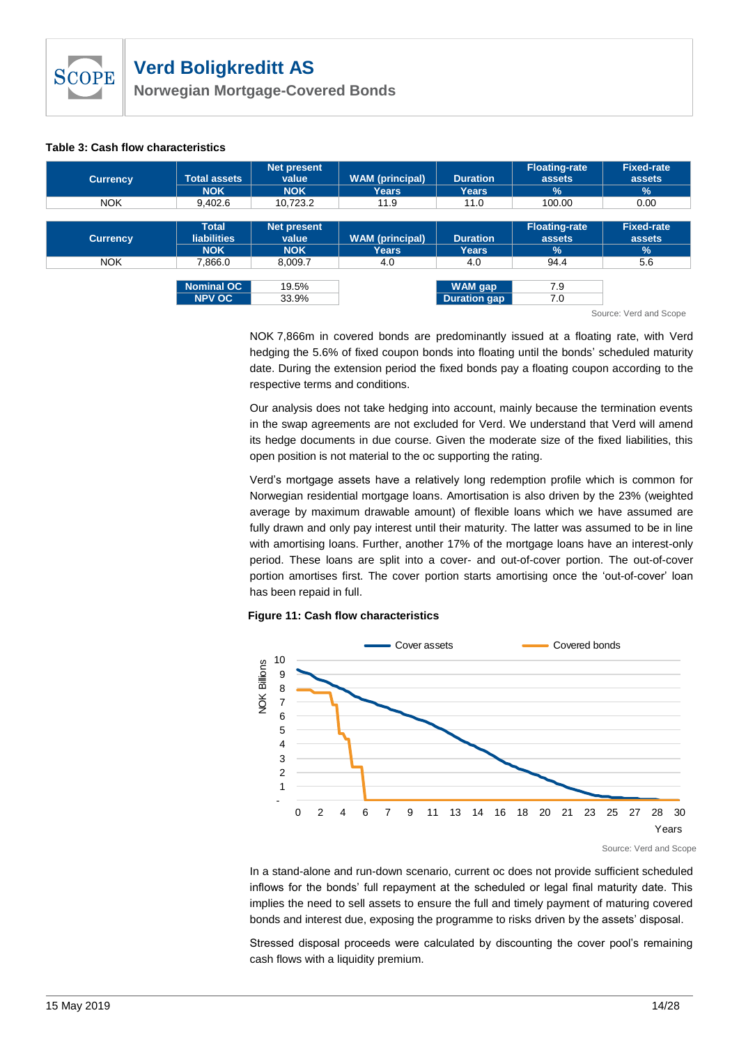**Table 3: Cash flow characteristics**

| Currency | Total assets | Net present value | WAM (principal) | Duration | Floating-rate assets | Fixed-rate assets |
|---|---|---|---|---|---|---|
| | NOK | NOK | Years | Years | % | % |
| NOK | 9,402.6 | 10,723.2 | 11.9 | 11.0 | 100.00 | 0.00 |

| Currency | Total liabilities | Net present value | WAM (principal) | Duration | Floating-rate assets | Fixed-rate assets |
|---|---|---|---|---|---|---|
| | NOK | NOK | Years | Years | % | % |
| NOK | 7,866.0 | 8,009.7 | 4.0 | 4.0 | 94.4 | 5.6 |

| | |
|---|---|
| Nominal OC | 19.5% |
| NPV OC | 33.9% |

| | |
|---|---|
| WAM gap | 7.9 |
| Duration gap | 7.0 |

Source: Verd and Scope

NOK 7,866m in covered bonds are predominantly issued at a floating rate, with Verd hedging the 5.6% of fixed coupon bonds into floating until the bonds' scheduled maturity date. During the extension period the fixed bonds pay a floating coupon according to the respective terms and conditions.

Our analysis does not take hedging into account, mainly because the termination events in the swap agreements are not excluded for Verd. We understand that Verd will amend its hedge documents in due course. Given the moderate size of the fixed liabilities, this open position is not material to the oc supporting the rating.

Verd's mortgage assets have a relatively long redemption profile which is common for Norwegian residential mortgage loans. Amortisation is also driven by the 23% (weighted average by maximum drawable amount) of flexible loans which we have assumed are fully drawn and only pay interest until their maturity. The latter was assumed to be in line with amortising loans. Further, another 17% of the mortgage loans have an interest-only period. These loans are split into a cover- and out-of-cover portion. The out-of-cover portion amortises first. The cover portion starts amortising once the 'out-of-cover' loan has been repaid in full.

**Figure 11: Cash flow characteristics**

Source: Verd and Scope

In a stand-alone and run-down scenario, current oc does not provide sufficient scheduled inflows for the bonds' full repayment at the scheduled or legal final maturity date. This implies the need to sell assets to ensure the full and timely payment of maturing covered bonds and interest due, exposing the programme to risks driven by the assets' disposal.

Stressed disposal proceeds were calculated by discounting the cover pool's remaining cash flows with a liquidity premium.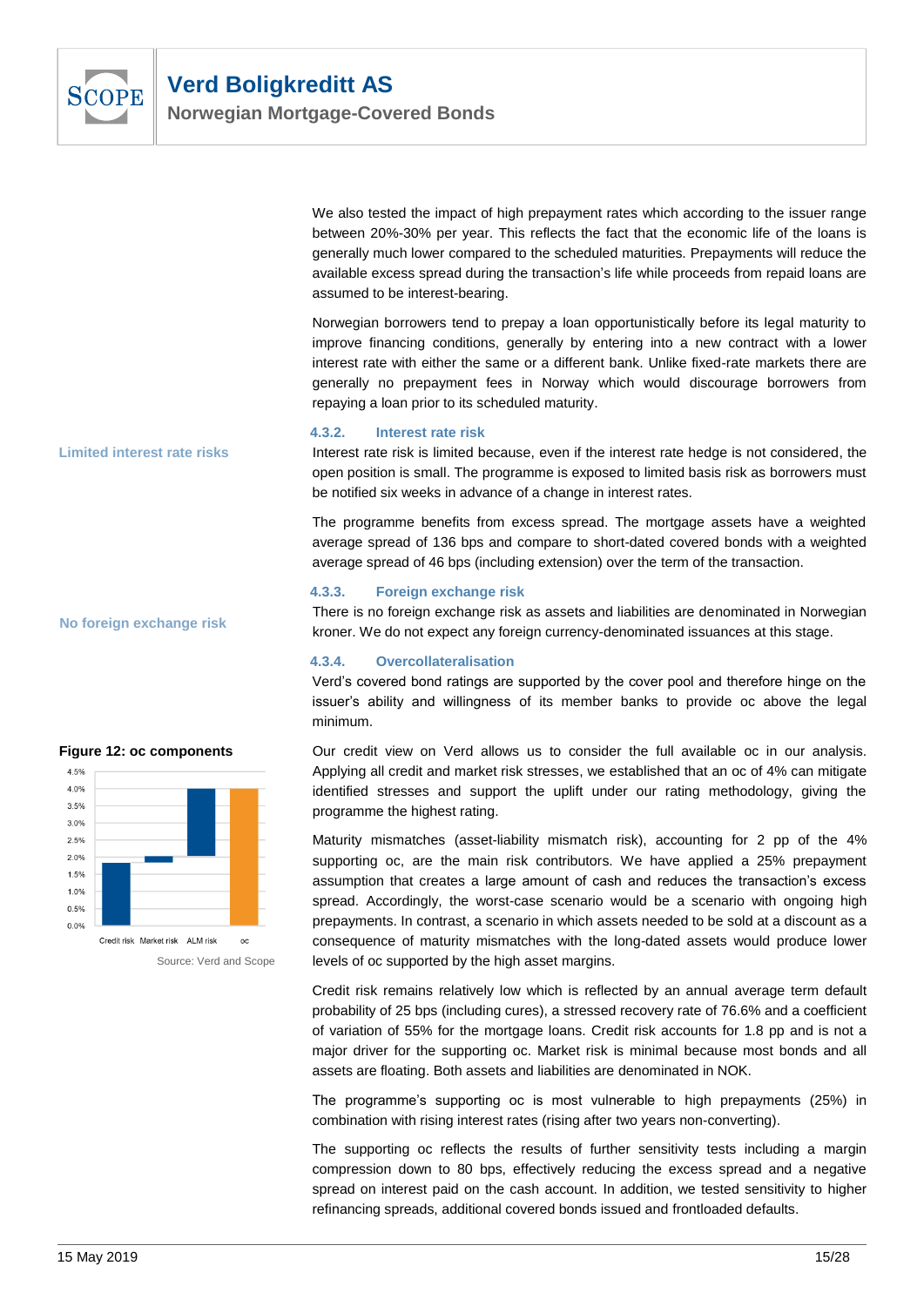We also tested the impact of high prepayment rates which according to the issuer range between 20%-30% per year. This reflects the fact that the economic life of the loans is generally much lower compared to the scheduled maturities. Prepayments will reduce the available excess spread during the transaction's life while proceeds from repaid loans are assumed to be interest-bearing.

Norwegian borrowers tend to prepay a loan opportunistically before its legal maturity to improve financing conditions, generally by entering into a new contract with a lower interest rate with either the same or a different bank. Unlike fixed-rate markets there are generally no prepayment fees in Norway which would discourage borrowers from repaying a loan prior to its scheduled maturity.

### 4.3.2. Interest rate risk

**Limited interest rate risks**

Interest rate risk is limited because, even if the interest rate hedge is not considered, the open position is small. The programme is exposed to limited basis risk as borrowers must be notified six weeks in advance of a change in interest rates.

The programme benefits from excess spread. The mortgage assets have a weighted average spread of 136 bps and compare to short-dated covered bonds with a weighted average spread of 46 bps (including extension) over the term of the transaction.

### 4.3.3. Foreign exchange risk

**No foreign exchange risk**

There is no foreign exchange risk as assets and liabilities are denominated in Norwegian kroner. We do not expect any foreign currency-denominated issuances at this stage.

### 4.3.4. Overcollateralisation

Verd's covered bond ratings are supported by the cover pool and therefore hinge on the issuer's ability and willingness of its member banks to provide oc above the legal minimum.

Our credit view on Verd allows us to consider the full available oc in our analysis. Applying all credit and market risk stresses, we established that an oc of 4% can mitigate identified stresses and support the uplift under our rating methodology, giving the programme the highest rating.

**Figure 12: oc components**

| Component | Value (approx.) |
|---|---|
| Credit risk | 1.8% |
| Market risk | 0.2% |
| ALM risk | 2.0% |
| oc | 4.0% |

Source: Verd and Scope

Maturity mismatches (asset-liability mismatch risk), accounting for 2 pp of the 4% supporting oc, are the main risk contributors. We have applied a 25% prepayment assumption that creates a large amount of cash and reduces the transaction's excess spread. Accordingly, the worst-case scenario would be a scenario with ongoing high prepayments. In contrast, a scenario in which assets needed to be sold at a discount as a consequence of maturity mismatches with the long-dated assets would produce lower levels of oc supported by the high asset margins.

Credit risk remains relatively low which is reflected by an annual average term default probability of 25 bps (including cures), a stressed recovery rate of 76.6% and a coefficient of variation of 55% for the mortgage loans. Credit risk accounts for 1.8 pp and is not a major driver for the supporting oc. Market risk is minimal because most bonds and all assets are floating. Both assets and liabilities are denominated in NOK.

The programme's supporting oc is most vulnerable to high prepayments (25%) in combination with rising interest rates (rising after two years non-converting).

The supporting oc reflects the results of further sensitivity tests including a margin compression down to 80 bps, effectively reducing the excess spread and a negative spread on interest paid on the cash account. In addition, we tested sensitivity to higher refinancing spreads, additional covered bonds issued and frontloaded defaults.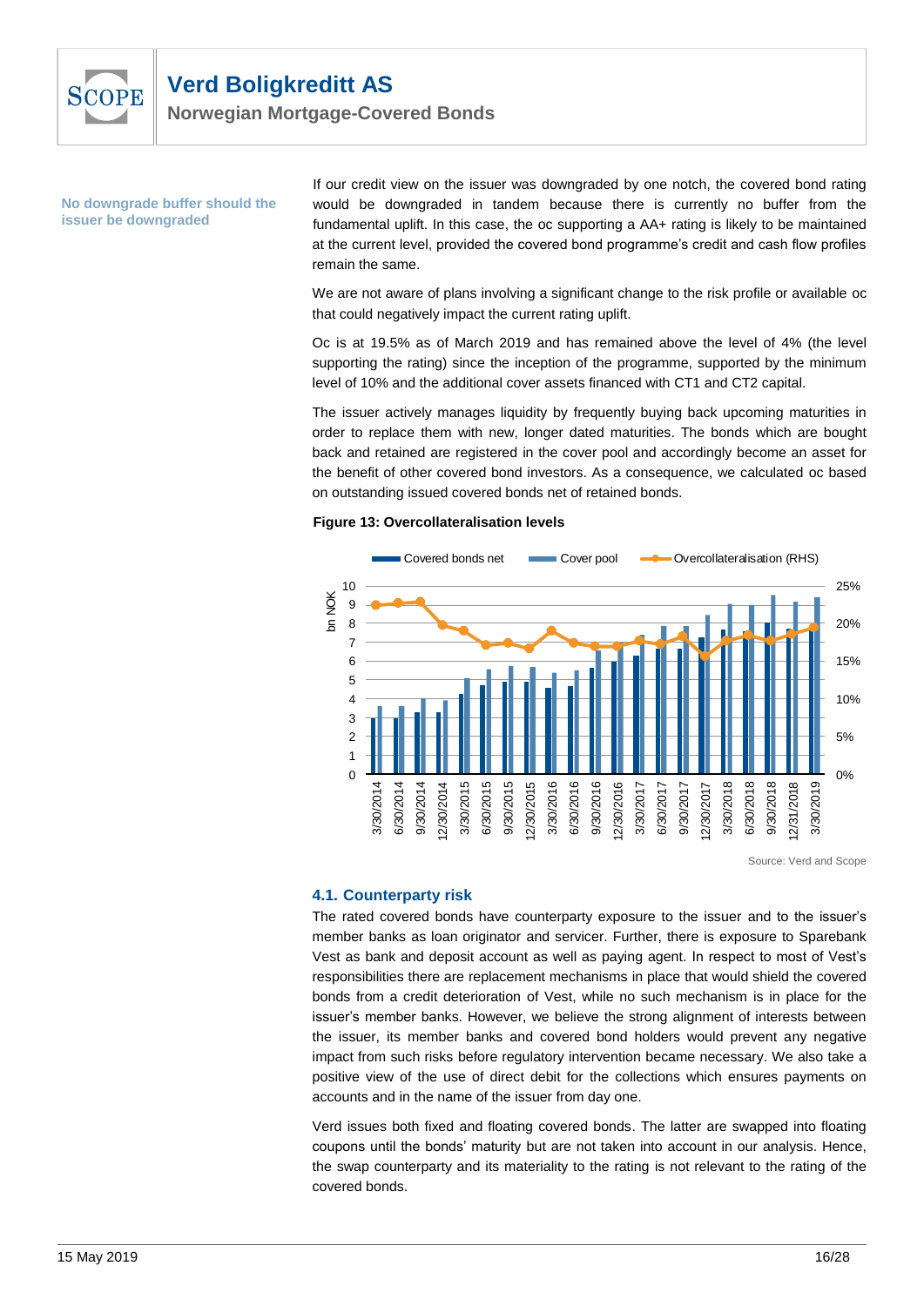**No downgrade buffer should the issuer be downgraded**

If our credit view on the issuer was downgraded by one notch, the covered bond rating would be downgraded in tandem because there is currently no buffer from the fundamental uplift. In this case, the oc supporting a AA+ rating is likely to be maintained at the current level, provided the covered bond programme's credit and cash flow profiles remain the same.

We are not aware of plans involving a significant change to the risk profile or available oc that could negatively impact the current rating uplift.

Oc is at 19.5% as of March 2019 and has remained above the level of 4% (the level supporting the rating) since the inception of the programme, supported by the minimum level of 10% and the additional cover assets financed with CT1 and CT2 capital.

The issuer actively manages liquidity by frequently buying back upcoming maturities in order to replace them with new, longer dated maturities. The bonds which are bought back and retained are registered in the cover pool and accordingly become an asset for the benefit of other covered bond investors. As a consequence, we calculated oc based on outstanding issued covered bonds net of retained bonds.

**Figure 13: Overcollateralisation levels**

Source: Verd and Scope

### 4.1. Counterparty risk

The rated covered bonds have counterparty exposure to the issuer and to the issuer's member banks as loan originator and servicer. Further, there is exposure to Sparebank Vest as bank and deposit account as well as paying agent. In respect to most of Vest's responsibilities there are replacement mechanisms in place that would shield the covered bonds from a credit deterioration of Vest, while no such mechanism is in place for the issuer's member banks. However, we believe the strong alignment of interests between the issuer, its member banks and covered bond holders would prevent any negative impact from such risks before regulatory intervention became necessary. We also take a positive view of the use of direct debit for the collections which ensures payments on accounts and in the name of the issuer from day one.

Verd issues both fixed and floating covered bonds. The latter are swapped into floating coupons until the bonds' maturity but are not taken into account in our analysis. Hence, the swap counterparty and its materiality to the rating is not relevant to the rating of the covered bonds.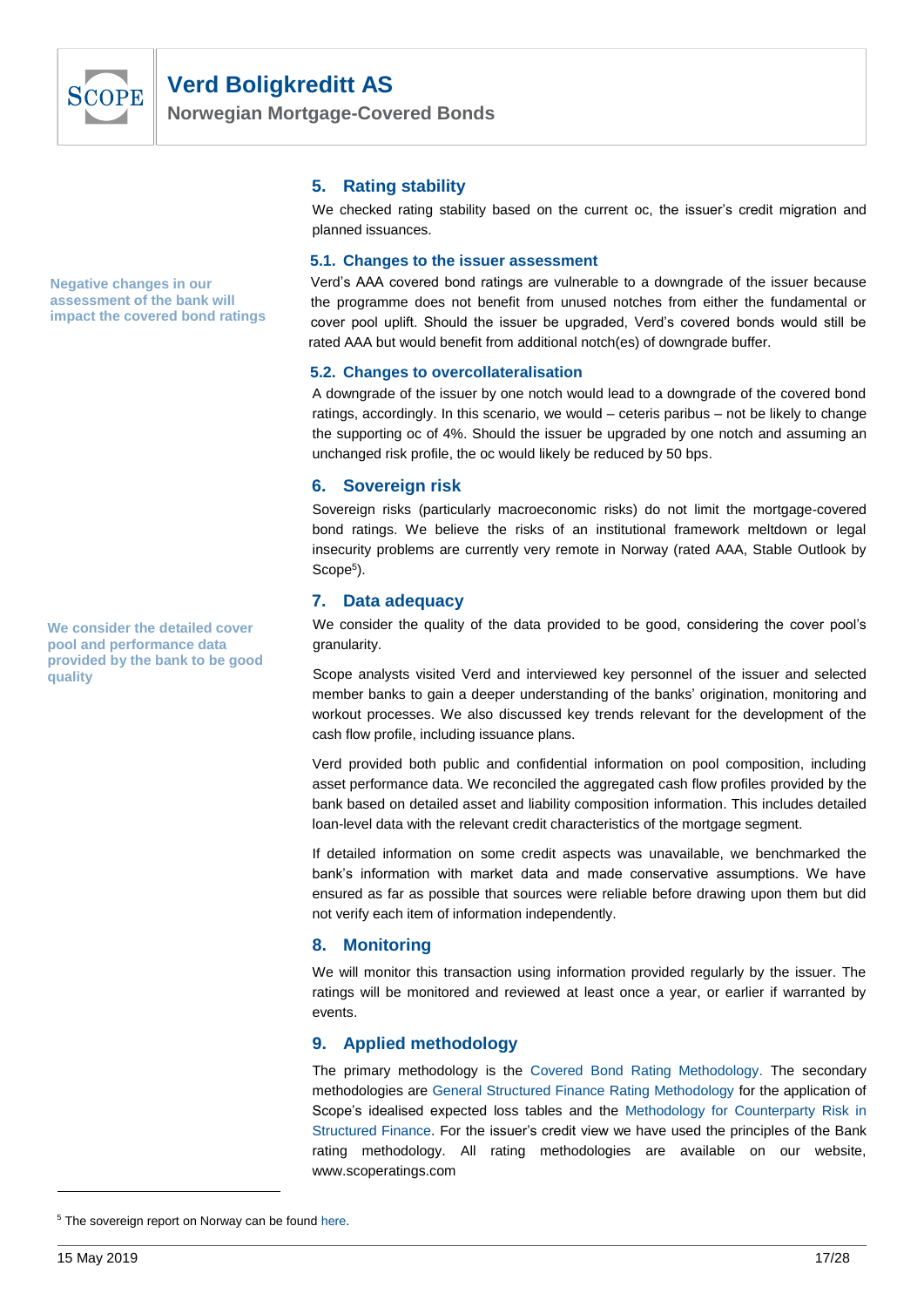## 5. Rating stability

We checked rating stability based on the current oc, the issuer's credit migration and planned issuances.

### 5.1. Changes to the issuer assessment

**Negative changes in our assessment of the bank will impact the covered bond ratings**

Verd's AAA covered bond ratings are vulnerable to a downgrade of the issuer because the programme does not benefit from unused notches from either the fundamental or cover pool uplift. Should the issuer be upgraded, Verd's covered bonds would still be rated AAA but would benefit from additional notch(es) of downgrade buffer.

### 5.2. Changes to overcollateralisation

A downgrade of the issuer by one notch would lead to a downgrade of the covered bond ratings, accordingly. In this scenario, we would – ceteris paribus – not be likely to change the supporting oc of 4%. Should the issuer be upgraded by one notch and assuming an unchanged risk profile, the oc would likely be reduced by 50 bps.

## 6. Sovereign risk

Sovereign risks (particularly macroeconomic risks) do not limit the mortgage-covered bond ratings. We believe the risks of an institutional framework meltdown or legal insecurity problems are currently very remote in Norway (rated AAA, Stable Outlook by Scope[5]).

## 7. Data adequacy

**We consider the detailed cover pool and performance data provided by the bank to be good quality**

We consider the quality of the data provided to be good, considering the cover pool's granularity.

Scope analysts visited Verd and interviewed key personnel of the issuer and selected member banks to gain a deeper understanding of the banks' origination, monitoring and workout processes. We also discussed key trends relevant for the development of the cash flow profile, including issuance plans.

Verd provided both public and confidential information on pool composition, including asset performance data. We reconciled the aggregated cash flow profiles provided by the bank based on detailed asset and liability composition information. This includes detailed loan-level data with the relevant credit characteristics of the mortgage segment.

If detailed information on some credit aspects was unavailable, we benchmarked the bank's information with market data and made conservative assumptions. We have ensured as far as possible that sources were reliable before drawing upon them but did not verify each item of information independently.

## 8. Monitoring

We will monitor this transaction using information provided regularly by the issuer. The ratings will be monitored and reviewed at least once a year, or earlier if warranted by events.

## 9. Applied methodology

The primary methodology is the Covered Bond Rating Methodology. The secondary methodologies are General Structured Finance Rating Methodology for the application of Scope's idealised expected loss tables and the Methodology for Counterparty Risk in Structured Finance. For the issuer's credit view we have used the principles of the Bank rating methodology. All rating methodologies are available on our website, www.scoperatings.com

---

[5] The sovereign report on Norway can be found here.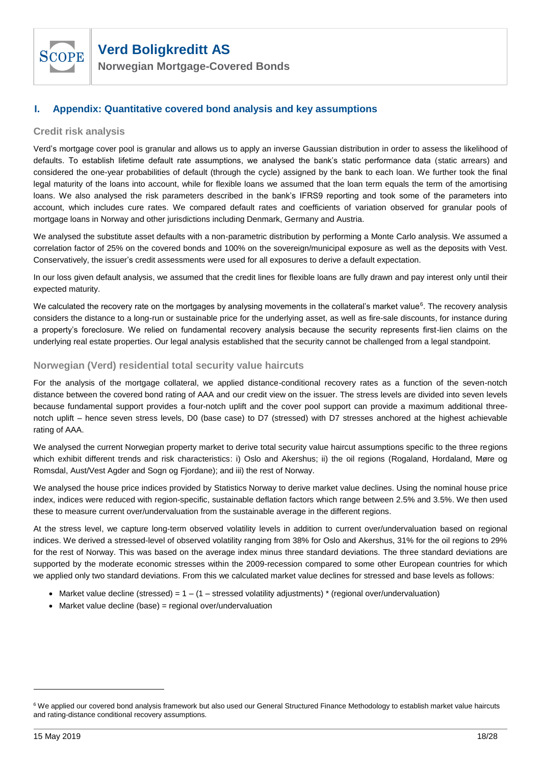## I. Appendix: Quantitative covered bond analysis and key assumptions

### Credit risk analysis

Verd's mortgage cover pool is granular and allows us to apply an inverse Gaussian distribution in order to assess the likelihood of defaults. To establish lifetime default rate assumptions, we analysed the bank's static performance data (static arrears) and considered the one-year probabilities of default (through the cycle) assigned by the bank to each loan. We further took the final legal maturity of the loans into account, while for flexible loans we assumed that the loan term equals the term of the amortising loans. We also analysed the risk parameters described in the bank's IFRS9 reporting and took some of the parameters into account, which includes cure rates. We compared default rates and coefficients of variation observed for granular pools of mortgage loans in Norway and other jurisdictions including Denmark, Germany and Austria.

We analysed the substitute asset defaults with a non-parametric distribution by performing a Monte Carlo analysis. We assumed a correlation factor of 25% on the covered bonds and 100% on the sovereign/municipal exposure as well as the deposits with Vest. Conservatively, the issuer's credit assessments were used for all exposures to derive a default expectation.

In our loss given default analysis, we assumed that the credit lines for flexible loans are fully drawn and pay interest only until their expected maturity.

We calculated the recovery rate on the mortgages by analysing movements in the collateral's market value[6]. The recovery analysis considers the distance to a long-run or sustainable price for the underlying asset, as well as fire-sale discounts, for instance during a property's foreclosure. We relied on fundamental recovery analysis because the security represents first-lien claims on the underlying real estate properties. Our legal analysis established that the security cannot be challenged from a legal standpoint.

### Norwegian (Verd) residential total security value haircuts

For the analysis of the mortgage collateral, we applied distance-conditional recovery rates as a function of the seven-notch distance between the covered bond rating of AAA and our credit view on the issuer. The stress levels are divided into seven levels because fundamental support provides a four-notch uplift and the cover pool support can provide a maximum additional three-notch uplift – hence seven stress levels, D0 (base case) to D7 (stressed) with D7 stresses anchored at the highest achievable rating of AAA.

We analysed the current Norwegian property market to derive total security value haircut assumptions specific to the three regions which exhibit different trends and risk characteristics: i) Oslo and Akershus; ii) the oil regions (Rogaland, Hordaland, Møre og Romsdal, Aust/Vest Agder and Sogn og Fjordane); and iii) the rest of Norway.

We analysed the house price indices provided by Statistics Norway to derive market value declines. Using the nominal house price index, indices were reduced with region-specific, sustainable deflation factors which range between 2.5% and 3.5%. We then used these to measure current over/undervaluation from the sustainable average in the different regions.

At the stress level, we capture long-term observed volatility levels in addition to current over/undervaluation based on regional indices. We derived a stressed-level of observed volatility ranging from 38% for Oslo and Akershus, 31% for the oil regions to 29% for the rest of Norway. This was based on the average index minus three standard deviations. The three standard deviations are supported by the moderate economic stresses within the 2009-recession compared to some other European countries for which we applied only two standard deviations. From this we calculated market value declines for stressed and base levels as follows:

- Market value decline (stressed) = 1 – (1 – stressed volatility adjustments) * (regional over/undervaluation)
- Market value decline (base) = regional over/undervaluation

---

[6] We applied our covered bond analysis framework but also used our General Structured Finance Methodology to establish market value haircuts and rating-distance conditional recovery assumptions.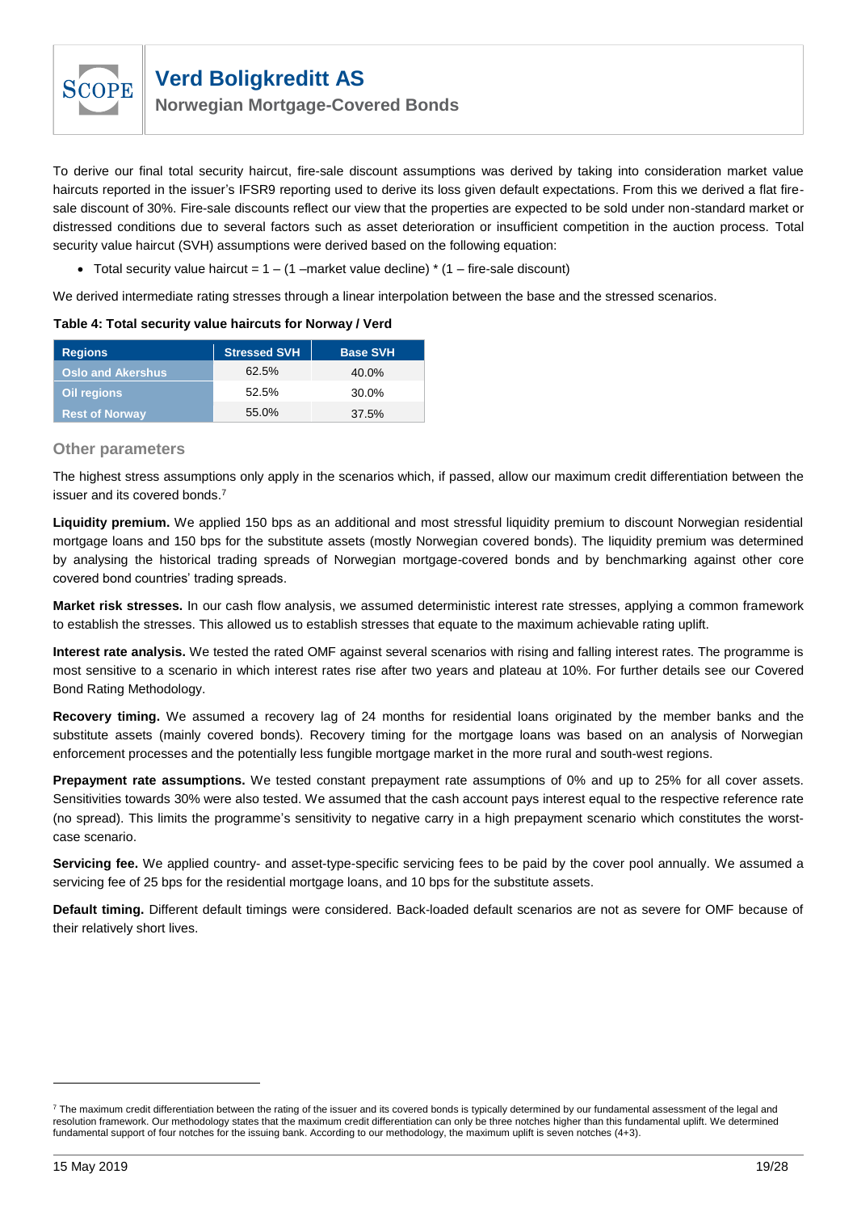To derive our final total security haircut, fire-sale discount assumptions was derived by taking into consideration market value haircuts reported in the issuer's IFSR9 reporting used to derive its loss given default expectations. From this we derived a flat fire-sale discount of 30%. Fire-sale discounts reflect our view that the properties are expected to be sold under non-standard market or distressed conditions due to several factors such as asset deterioration or insufficient competition in the auction process. Total security value haircut (SVH) assumptions were derived based on the following equation:

- Total security value haircut = 1 – (1 –market value decline) * (1 – fire-sale discount)

We derived intermediate rating stresses through a linear interpolation between the base and the stressed scenarios.

**Table 4: Total security value haircuts for Norway / Verd**

| Regions | Stressed SVH | Base SVH |
|---|---|---|
| Oslo and Akershus | 62.5% | 40.0% |
| Oil regions | 52.5% | 30.0% |
| Rest of Norway | 55.0% | 37.5% |

### Other parameters

The highest stress assumptions only apply in the scenarios which, if passed, allow our maximum credit differentiation between the issuer and its covered bonds.[7]

**Liquidity premium.** We applied 150 bps as an additional and most stressful liquidity premium to discount Norwegian residential mortgage loans and 150 bps for the substitute assets (mostly Norwegian covered bonds). The liquidity premium was determined by analysing the historical trading spreads of Norwegian mortgage-covered bonds and by benchmarking against other core covered bond countries' trading spreads.

**Market risk stresses.** In our cash flow analysis, we assumed deterministic interest rate stresses, applying a common framework to establish the stresses. This allowed us to establish stresses that equate to the maximum achievable rating uplift.

**Interest rate analysis.** We tested the rated OMF against several scenarios with rising and falling interest rates. The programme is most sensitive to a scenario in which interest rates rise after two years and plateau at 10%. For further details see our Covered Bond Rating Methodology.

**Recovery timing.** We assumed a recovery lag of 24 months for residential loans originated by the member banks and the substitute assets (mainly covered bonds). Recovery timing for the mortgage loans was based on an analysis of Norwegian enforcement processes and the potentially less fungible mortgage market in the more rural and south-west regions.

**Prepayment rate assumptions.** We tested constant prepayment rate assumptions of 0% and up to 25% for all cover assets. Sensitivities towards 30% were also tested. We assumed that the cash account pays interest equal to the respective reference rate (no spread). This limits the programme's sensitivity to negative carry in a high prepayment scenario which constitutes the worst-case scenario.

**Servicing fee.** We applied country- and asset-type-specific servicing fees to be paid by the cover pool annually. We assumed a servicing fee of 25 bps for the residential mortgage loans, and 10 bps for the substitute assets.

**Default timing.** Different default timings were considered. Back-loaded default scenarios are not as severe for OMF because of their relatively short lives.

[7] The maximum credit differentiation between the rating of the issuer and its covered bonds is typically determined by our fundamental assessment of the legal and resolution framework. Our methodology states that the maximum credit differentiation can only be three notches higher than this fundamental uplift. We determined fundamental support of four notches for the issuing bank. According to our methodology, the maximum uplift is seven notches (4+3).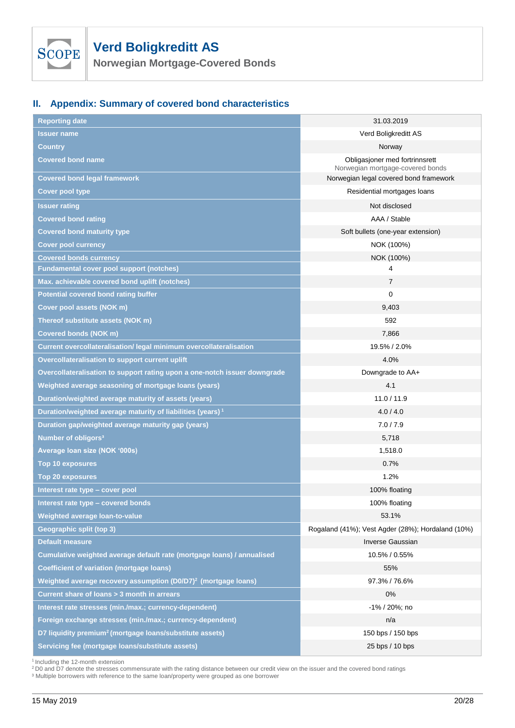## II. Appendix: Summary of covered bond characteristics

| Reporting date | 31.03.2019 |
|---|---|
| Issuer name | Verd Boligkreditt AS |
| Country | Norway |
| Covered bond name | Obligasjoner med fortrinnsrett Norwegian mortgage-covered bonds |
| Covered bond legal framework | Norwegian legal covered bond framework |
| Cover pool type | Residential mortgages loans |
| Issuer rating | Not disclosed |
| Covered bond rating | AAA / Stable |
| Covered bond maturity type | Soft bullets (one-year extension) |
| Cover pool currency | NOK (100%) |
| Covered bonds currency | NOK (100%) |
| Fundamental cover pool support (notches) | 4 |
| Max. achievable covered bond uplift (notches) | 7 |
| Potential covered bond rating buffer | 0 |
| Cover pool assets (NOK m) | 9,403 |
| Thereof substitute assets (NOK m) | 592 |
| Covered bonds (NOK m) | 7,866 |
| Current overcollateralisation/ legal minimum overcollateralisation | 19.5% / 2.0% |
| Overcollateralisation to support current uplift | 4.0% |
| Overcollateralisation to support rating upon a one-notch issuer downgrade | Downgrade to AA+ |
| Weighted average seasoning of mortgage loans (years) | 4.1 |
| Duration/weighted average maturity of assets (years) | 11.0 / 11.9 |
| Duration/weighted average maturity of liabilities (years)[1] | 4.0 / 4.0 |
| Duration gap/weighted average maturity gap (years) | 7.0 / 7.9 |
| Number of obligors[3] | 5,718 |
| Average loan size (NOK '000s) | 1,518.0 |
| Top 10 exposures | 0.7% |
| Top 20 exposures | 1.2% |
| Interest rate type – cover pool | 100% floating |
| Interest rate type – covered bonds | 100% floating |
| Weighted average loan-to-value | 53.1% |
| Geographic split (top 3) | Rogaland (41%); Vest Agder (28%); Hordaland (10%) |
| Default measure | Inverse Gaussian |
| Cumulative weighted average default rate (mortgage loans) / annualised | 10.5% / 0.55% |
| Coefficient of variation (mortgage loans) | 55% |
| Weighted average recovery assumption (D0/D7)[2] (mortgage loans) | 97.3% / 76.6% |
| Current share of loans > 3 month in arrears | 0% |
| Interest rate stresses (min./max.; currency-dependent) | -1% / 20%; no |
| Foreign exchange stresses (min./max.; currency-dependent) | n/a |
| D7 liquidity premium[2] (mortgage loans/substitute assets) | 150 bps / 150 bps |
| Servicing fee (mortgage loans/substitute assets) | 25 bps / 10 bps |

[1] Including the 12-month extension
[2] D0 and D7 denote the stresses commensurate with the rating distance between our credit view on the issuer and the covered bond ratings
[3] Multiple borrowers with reference to the same loan/property were grouped as one borrower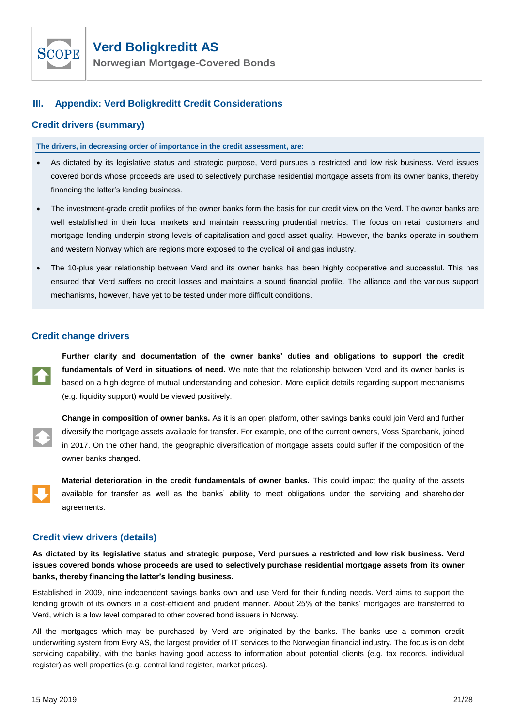## III. Appendix: Verd Boligkreditt Credit Considerations

### Credit drivers (summary)

**The drivers, in decreasing order of importance in the credit assessment, are:**

- As dictated by its legislative status and strategic purpose, Verd pursues a restricted and low risk business. Verd issues covered bonds whose proceeds are used to selectively purchase residential mortgage assets from its owner banks, thereby financing the latter's lending business.
- The investment-grade credit profiles of the owner banks form the basis for our credit view on the Verd. The owner banks are well established in their local markets and maintain reassuring prudential metrics. The focus on retail customers and mortgage lending underpin strong levels of capitalisation and good asset quality. However, the banks operate in southern and western Norway which are regions more exposed to the cyclical oil and gas industry.
- The 10-plus year relationship between Verd and its owner banks has been highly cooperative and successful. This has ensured that Verd suffers no credit losses and maintains a sound financial profile. The alliance and the various support mechanisms, however, have yet to be tested under more difficult conditions.

### Credit change drivers

**Further clarity and documentation of the owner banks' duties and obligations to support the credit fundamentals of Verd in situations of need.** We note that the relationship between Verd and its owner banks is based on a high degree of mutual understanding and cohesion. More explicit details regarding support mechanisms (e.g. liquidity support) would be viewed positively.

**Change in composition of owner banks.** As it is an open platform, other savings banks could join Verd and further diversify the mortgage assets available for transfer. For example, one of the current owners, Voss Sparebank, joined in 2017. On the other hand, the geographic diversification of mortgage assets could suffer if the composition of the owner banks changed.

**Material deterioration in the credit fundamentals of owner banks.** This could impact the quality of the assets available for transfer as well as the banks' ability to meet obligations under the servicing and shareholder agreements.

### Credit view drivers (details)

**As dictated by its legislative status and strategic purpose, Verd pursues a restricted and low risk business. Verd issues covered bonds whose proceeds are used to selectively purchase residential mortgage assets from its owner banks, thereby financing the latter's lending business.**

Established in 2009, nine independent savings banks own and use Verd for their funding needs. Verd aims to support the lending growth of its owners in a cost-efficient and prudent manner. About 25% of the banks' mortgages are transferred to Verd, which is a low level compared to other covered bond issuers in Norway.

All the mortgages which may be purchased by Verd are originated by the banks. The banks use a common credit underwriting system from Evry AS, the largest provider of IT services to the Norwegian financial industry. The focus is on debt servicing capability, with the banks having good access to information about potential clients (e.g. tax records, individual register) as well properties (e.g. central land register, market prices).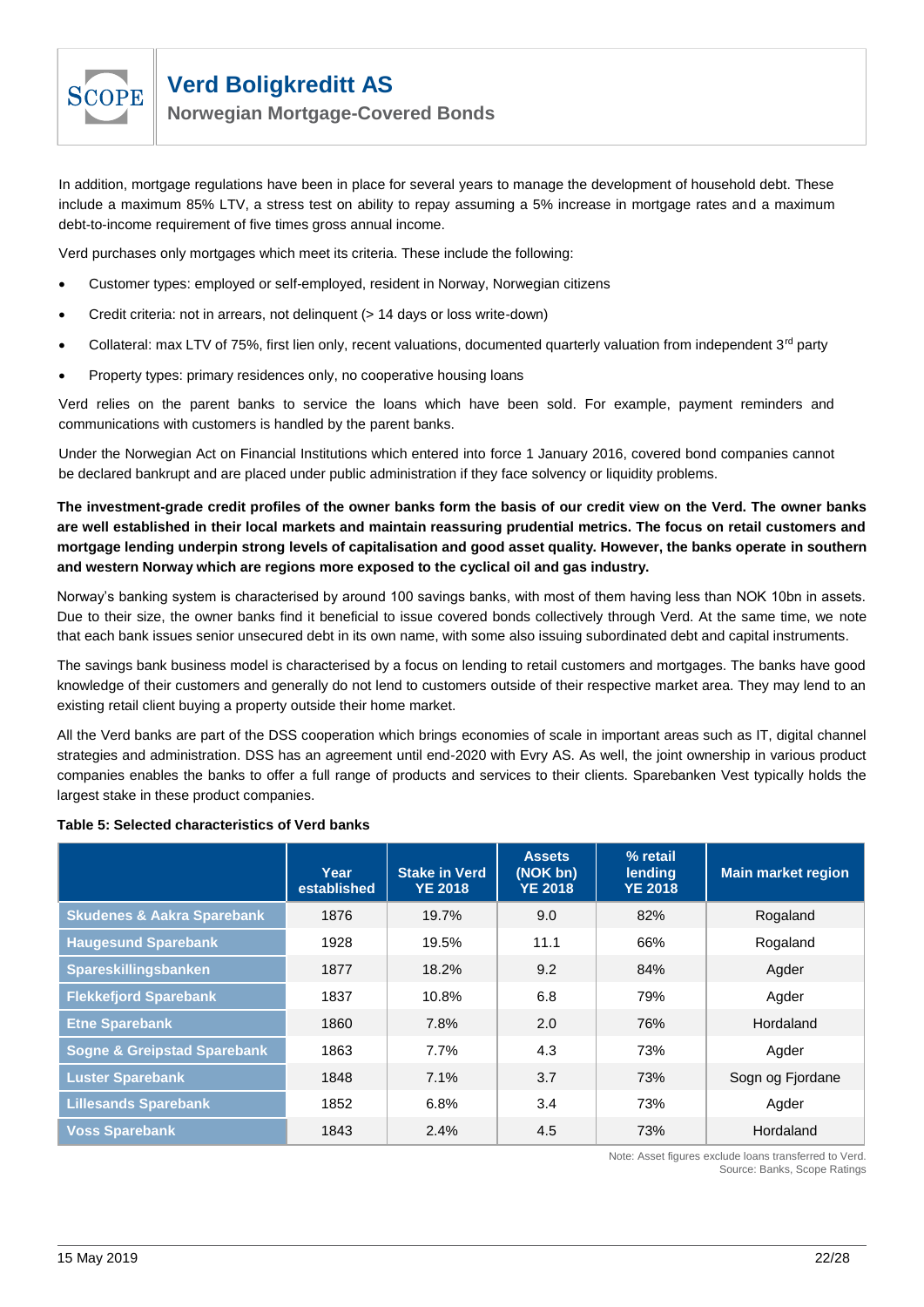In addition, mortgage regulations have been in place for several years to manage the development of household debt. These include a maximum 85% LTV, a stress test on ability to repay assuming a 5% increase in mortgage rates and a maximum debt-to-income requirement of five times gross annual income.

Verd purchases only mortgages which meet its criteria. These include the following:

- Customer types: employed or self-employed, resident in Norway, Norwegian citizens
- Credit criteria: not in arrears, not delinquent (> 14 days or loss write-down)
- Collateral: max LTV of 75%, first lien only, recent valuations, documented quarterly valuation from independent 3rd party
- Property types: primary residences only, no cooperative housing loans

Verd relies on the parent banks to service the loans which have been sold. For example, payment reminders and communications with customers is handled by the parent banks.

Under the Norwegian Act on Financial Institutions which entered into force 1 January 2016, covered bond companies cannot be declared bankrupt and are placed under public administration if they face solvency or liquidity problems.

**The investment-grade credit profiles of the owner banks form the basis of our credit view on the Verd. The owner banks are well established in their local markets and maintain reassuring prudential metrics. The focus on retail customers and mortgage lending underpin strong levels of capitalisation and good asset quality. However, the banks operate in southern and western Norway which are regions more exposed to the cyclical oil and gas industry.**

Norway's banking system is characterised by around 100 savings banks, with most of them having less than NOK 10bn in assets. Due to their size, the owner banks find it beneficial to issue covered bonds collectively through Verd. At the same time, we note that each bank issues senior unsecured debt in its own name, with some also issuing subordinated debt and capital instruments.

The savings bank business model is characterised by a focus on lending to retail customers and mortgages. The banks have good knowledge of their customers and generally do not lend to customers outside of their respective market area. They may lend to an existing retail client buying a property outside their home market.

All the Verd banks are part of the DSS cooperation which brings economies of scale in important areas such as IT, digital channel strategies and administration. DSS has an agreement until end-2020 with Evry AS. As well, the joint ownership in various product companies enables the banks to offer a full range of products and services to their clients. Sparebanken Vest typically holds the largest stake in these product companies.

**Table 5: Selected characteristics of Verd banks**

| | Year established | Stake in Verd YE 2018 | Assets (NOK bn) YE 2018 | % retail lending YE 2018 | Main market region |
|---|---|---|---|---|---|
| Skudenes & Aakra Sparebank | 1876 | 19.7% | 9.0 | 82% | Rogaland |
| Haugesund Sparebank | 1928 | 19.5% | 11.1 | 66% | Rogaland |
| Spareskillingsbanken | 1877 | 18.2% | 9.2 | 84% | Agder |
| Flekkefjord Sparebank | 1837 | 10.8% | 6.8 | 79% | Agder |
| Etne Sparebank | 1860 | 7.8% | 2.0 | 76% | Hordaland |
| Sogne & Greipstad Sparebank | 1863 | 7.7% | 4.3 | 73% | Agder |
| Luster Sparebank | 1848 | 7.1% | 3.7 | 73% | Sogn og Fjordane |
| Lillesands Sparebank | 1852 | 6.8% | 3.4 | 73% | Agder |
| Voss Sparebank | 1843 | 2.4% | 4.5 | 73% | Hordaland |

Note: Asset figures exclude loans transferred to Verd.
Source: Banks, Scope Ratings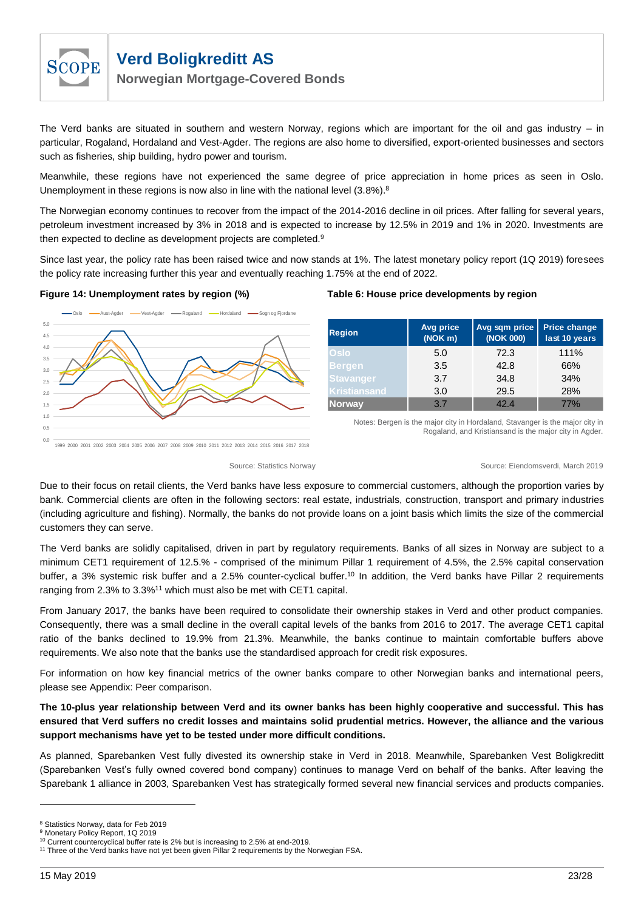The Verd banks are situated in southern and western Norway, regions which are important for the oil and gas industry – in particular, Rogaland, Hordaland and Vest-Agder. The regions are also home to diversified, export-oriented businesses and sectors such as fisheries, ship building, hydro power and tourism.

Meanwhile, these regions have not experienced the same degree of price appreciation in home prices as seen in Oslo. Unemployment in these regions is now also in line with the national level (3.8%).[8]

The Norwegian economy continues to recover from the impact of the 2014-2016 decline in oil prices. After falling for several years, petroleum investment increased by 3% in 2018 and is expected to increase by 12.5% in 2019 and 1% in 2020. Investments are then expected to decline as development projects are completed.[9]

Since last year, the policy rate has been raised twice and now stands at 1%. The latest monetary policy report (1Q 2019) foresees the policy rate increasing further this year and eventually reaching 1.75% at the end of 2022.

**Figure 14: Unemployment rates by region (%)**

Source: Statistics Norway

**Table 6: House price developments by region**

| Region | Avg price (NOK m) | Avg sqm price (NOK 000) | Price change last 10 years |
|---|---|---|---|
| Oslo | 5.0 | 72.3 | 111% |
| Bergen | 3.5 | 42.8 | 66% |
| Stavanger | 3.7 | 34.8 | 34% |
| Kristiansand | 3.0 | 29.5 | 28% |
| Norway | 3.7 | 42.4 | 77% |

Notes: Bergen is the major city in Hordaland, Stavanger is the major city in Rogaland, and Kristiansand is the major city in Agder.

Source: Eiendomsverdi, March 2019

Due to their focus on retail clients, the Verd banks have less exposure to commercial customers, although the proportion varies by bank. Commercial clients are often in the following sectors: real estate, industrials, construction, transport and primary industries (including agriculture and fishing). Normally, the banks do not provide loans on a joint basis which limits the size of the commercial customers they can serve.

The Verd banks are solidly capitalised, driven in part by regulatory requirements. Banks of all sizes in Norway are subject to a minimum CET1 requirement of 12.5.% - comprised of the minimum Pillar 1 requirement of 4.5%, the 2.5% capital conservation buffer, a 3% systemic risk buffer and a 2.5% counter-cyclical buffer.[10] In addition, the Verd banks have Pillar 2 requirements ranging from 2.3% to 3.3%[11] which must also be met with CET1 capital.

From January 2017, the banks have been required to consolidate their ownership stakes in Verd and other product companies. Consequently, there was a small decline in the overall capital levels of the banks from 2016 to 2017. The average CET1 capital ratio of the banks declined to 19.9% from 21.3%. Meanwhile, the banks continue to maintain comfortable buffers above requirements. We also note that the banks use the standardised approach for credit risk exposures.

For information on how key financial metrics of the owner banks compare to other Norwegian banks and international peers, please see Appendix: Peer comparison.

**The 10-plus year relationship between Verd and its owner banks has been highly cooperative and successful. This has ensured that Verd suffers no credit losses and maintains solid prudential metrics. However, the alliance and the various support mechanisms have yet to be tested under more difficult conditions.**

As planned, Sparebanken Vest fully divested its ownership stake in Verd in 2018. Meanwhile, Sparebanken Vest Boligkreditt (Sparebanken Vest's fully owned covered bond company) continues to manage Verd on behalf of the banks. After leaving the Sparebank 1 alliance in 2003, Sparebanken Vest has strategically formed several new financial services and products companies.

---

[8] Statistics Norway, data for Feb 2019

[9] Monetary Policy Report, 1Q 2019

[10] Current countercyclical buffer rate is 2% but is increasing to 2.5% at end-2019.

[11] Three of the Verd banks have not yet been given Pillar 2 requirements by the Norwegian FSA.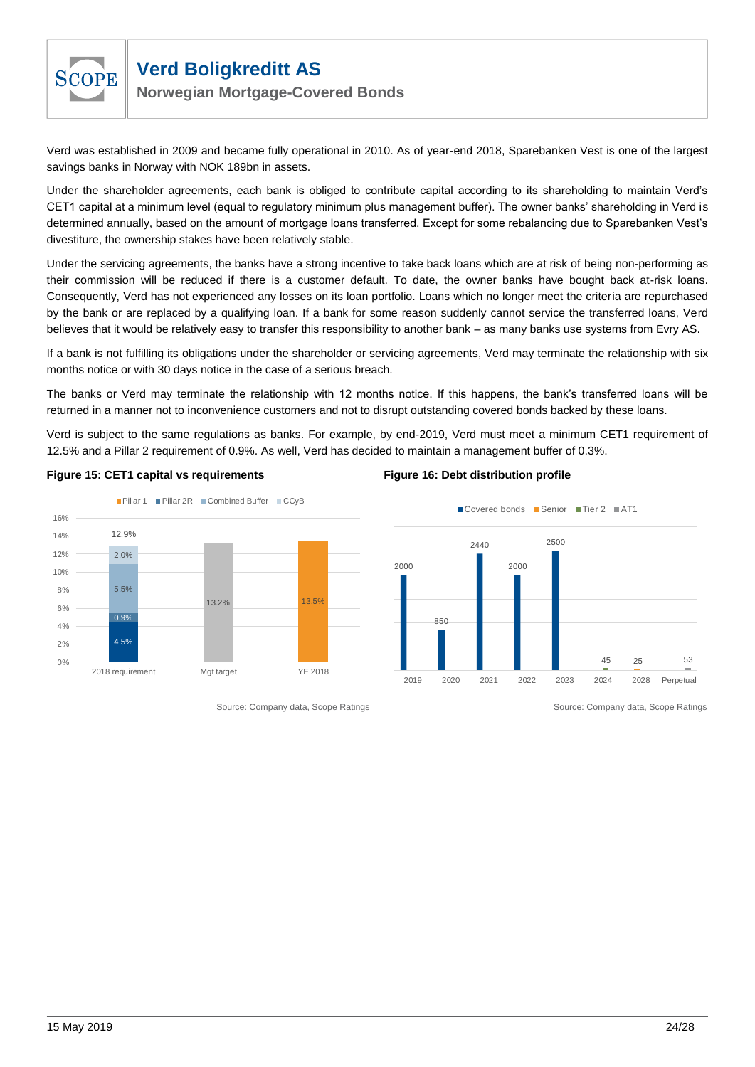Verd was established in 2009 and became fully operational in 2010. As of year-end 2018, Sparebanken Vest is one of the largest savings banks in Norway with NOK 189bn in assets.

Under the shareholder agreements, each bank is obliged to contribute capital according to its shareholding to maintain Verd's CET1 capital at a minimum level (equal to regulatory minimum plus management buffer). The owner banks' shareholding in Verd is determined annually, based on the amount of mortgage loans transferred. Except for some rebalancing due to Sparebanken Vest's divestiture, the ownership stakes have been relatively stable.

Under the servicing agreements, the banks have a strong incentive to take back loans which are at risk of being non-performing as their commission will be reduced if there is a customer default. To date, the owner banks have bought back at-risk loans. Consequently, Verd has not experienced any losses on its loan portfolio. Loans which no longer meet the criteria are repurchased by the bank or are replaced by a qualifying loan. If a bank for some reason suddenly cannot service the transferred loans, Verd believes that it would be relatively easy to transfer this responsibility to another bank – as many banks use systems from Evry AS.

If a bank is not fulfilling its obligations under the shareholder or servicing agreements, Verd may terminate the relationship with six months notice or with 30 days notice in the case of a serious breach.

The banks or Verd may terminate the relationship with 12 months notice. If this happens, the bank's transferred loans will be returned in a manner not to inconvenience customers and not to disrupt outstanding covered bonds backed by these loans.

Verd is subject to the same regulations as banks. For example, by end-2019, Verd must meet a minimum CET1 requirement of 12.5% and a Pillar 2 requirement of 0.9%. As well, Verd has decided to maintain a management buffer of 0.3%.

**Figure 15: CET1 capital vs requirements**

| | Pillar 1 | Pillar 2R | Combined Buffer | CCyB | Total |
|---|---|---|---|---|---|
| 2018 requirement | 4.5% | 0.9% | 5.5% | 2.0% | 12.9% |
| Mgt target | | | | | 13.2% |
| YE 2018 | | | | | 13.5% |

Source: Company data, Scope Ratings

**Figure 16: Debt distribution profile**

| | Covered bonds | Senior | Tier 2 | AT1 |
|---|---|---|---|---|
| 2019 | 2000 | | | |
| 2020 | 850 | | | |
| 2021 | 2440 | | | |
| 2022 | 2000 | | | |
| 2023 | 2500 | | | |
| 2024 | | | 45 | |
| 2028 | | | 25 | |
| Perpetual | | | | 53 |

Source: Company data, Scope Ratings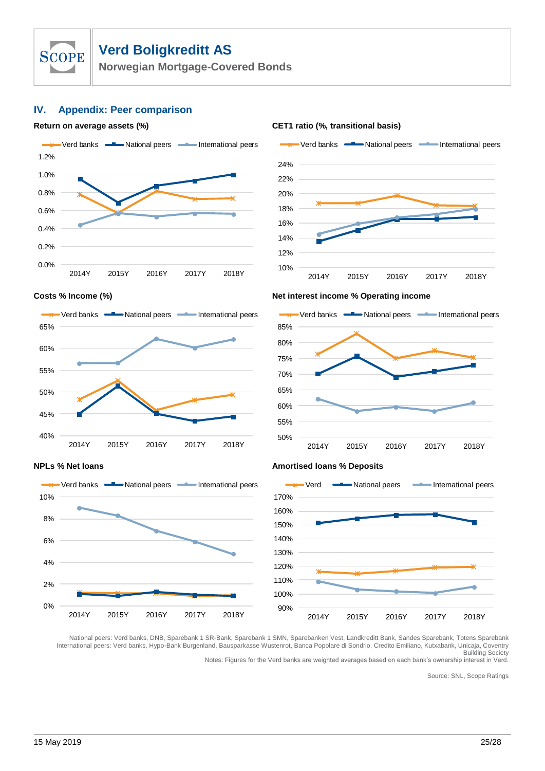## IV. Appendix: Peer comparison

**Return on average assets (%)**

**CET1 ratio (%, transitional basis)**

**Costs % Income (%)**

**Net interest income % Operating income**

**NPLs % Net loans**

**Amortised loans % Deposits**

National peers: Verd banks, DNB, Sparebank 1 SR-Bank, Sparebank 1 SMN, Sparebanken Vest, Landkreditt Bank, Sandes Sparebank, Totens Sparebank
International peers: Verd banks, Hypo-Bank Burgenland, Bausparkasse Wustenrot, Banca Popolare di Sondrio, Credito Emiliano, Kutxabank, Unicaja, Coventry Building Society
Notes: Figures for the Verd banks are weighted averages based on each bank's ownership interest in Verd.

Source: SNL, Scope Ratings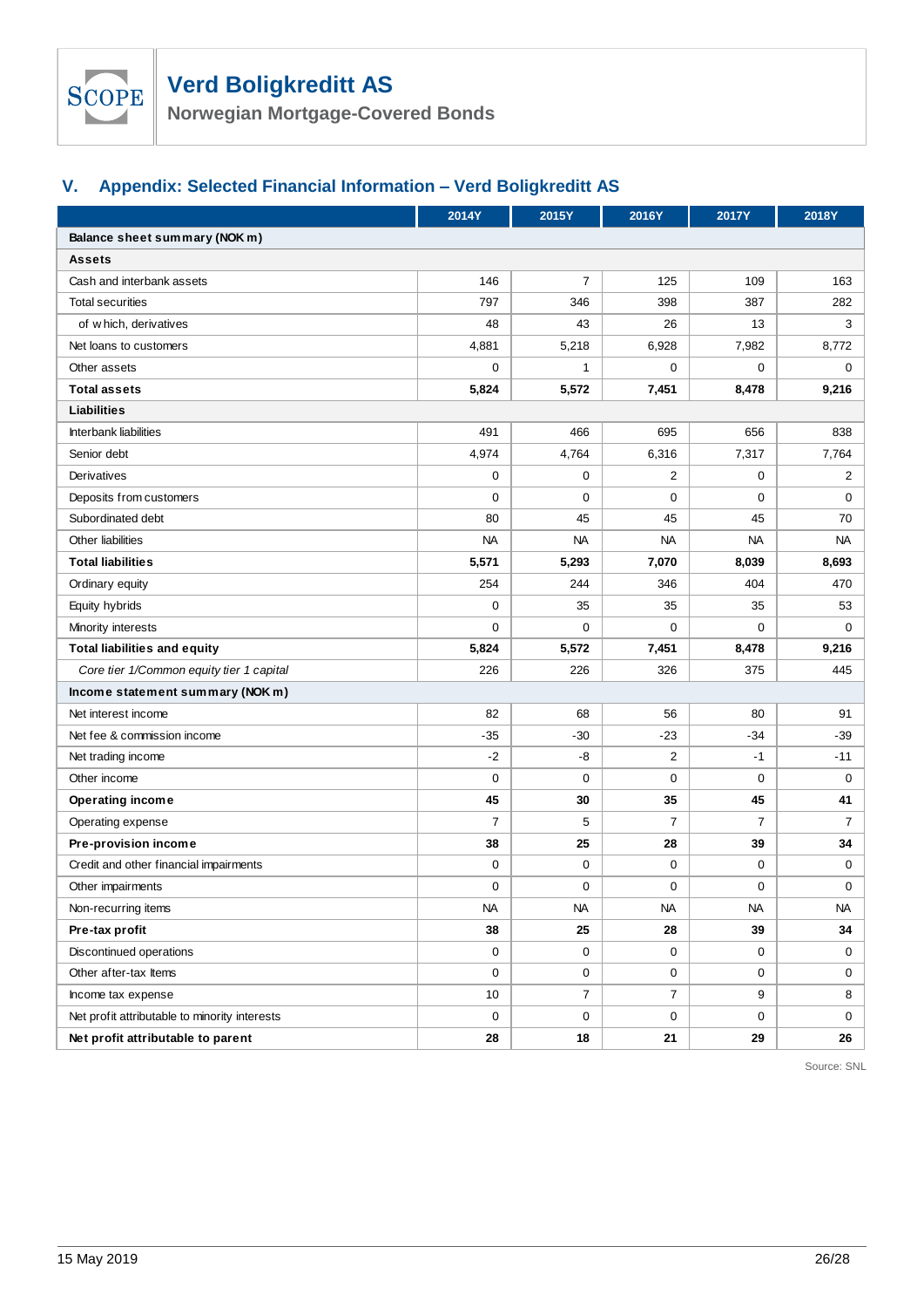## V. Appendix: Selected Financial Information – Verd Boligkreditt AS

| | 2014Y | 2015Y | 2016Y | 2017Y | 2018Y |
|---|---|---|---|---|---|
| **Balance sheet summary (NOK m)** | | | | | |
| **Assets** | | | | | |
| Cash and interbank assets | 146 | 7 | 125 | 109 | 163 |
| Total securities | 797 | 346 | 398 | 387 | 282 |
| of which, derivatives | 48 | 43 | 26 | 13 | 3 |
| Net loans to customers | 4,881 | 5,218 | 6,928 | 7,982 | 8,772 |
| Other assets | 0 | 1 | 0 | 0 | 0 |
| **Total assets** | **5,824** | **5,572** | **7,451** | **8,478** | **9,216** |
| **Liabilities** | | | | | |
| Interbank liabilities | 491 | 466 | 695 | 656 | 838 |
| Senior debt | 4,974 | 4,764 | 6,316 | 7,317 | 7,764 |
| Derivatives | 0 | 0 | 2 | 0 | 2 |
| Deposits from customers | 0 | 0 | 0 | 0 | 0 |
| Subordinated debt | 80 | 45 | 45 | 45 | 70 |
| Other liabilities | NA | NA | NA | NA | NA |
| **Total liabilities** | **5,571** | **5,293** | **7,070** | **8,039** | **8,693** |
| Ordinary equity | 254 | 244 | 346 | 404 | 470 |
| Equity hybrids | 0 | 35 | 35 | 35 | 53 |
| Minority interests | 0 | 0 | 0 | 0 | 0 |
| **Total liabilities and equity** | **5,824** | **5,572** | **7,451** | **8,478** | **9,216** |
| *Core tier 1/Common equity tier 1 capital* | 226 | 226 | 326 | 375 | 445 |
| **Income statement summary (NOK m)** | | | | | |
| Net interest income | 82 | 68 | 56 | 80 | 91 |
| Net fee & commission income | -35 | -30 | -23 | -34 | -39 |
| Net trading income | -2 | -8 | 2 | -1 | -11 |
| Other income | 0 | 0 | 0 | 0 | 0 |
| **Operating income** | **45** | **30** | **35** | **45** | **41** |
| Operating expense | 7 | 5 | 7 | 7 | 7 |
| **Pre-provision income** | **38** | **25** | **28** | **39** | **34** |
| Credit and other financial impairments | 0 | 0 | 0 | 0 | 0 |
| Other impairments | 0 | 0 | 0 | 0 | 0 |
| Non-recurring items | NA | NA | NA | NA | NA |
| **Pre-tax profit** | **38** | **25** | **28** | **39** | **34** |
| Discontinued operations | 0 | 0 | 0 | 0 | 0 |
| Other after-tax Items | 0 | 0 | 0 | 0 | 0 |
| Income tax expense | 10 | 7 | 7 | 9 | 8 |
| Net profit attributable to minority interests | 0 | 0 | 0 | 0 | 0 |
| **Net profit attributable to parent** | **28** | **18** | **21** | **29** | **26** |

Source: SNL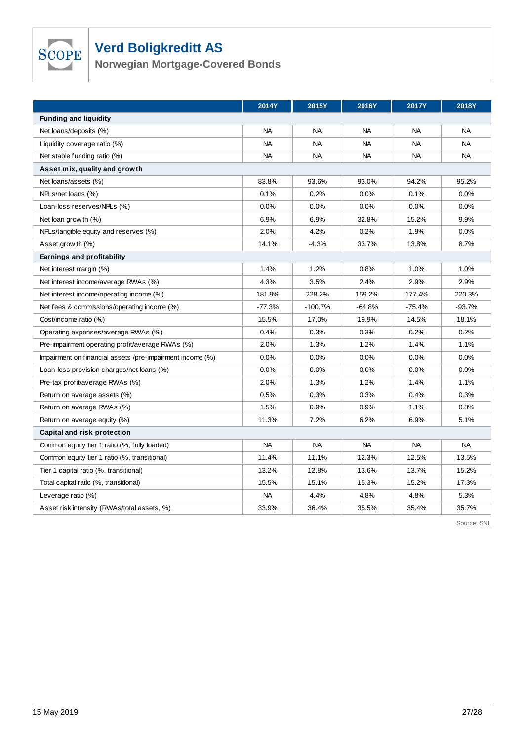# Verd Boligkreditt AS

## Norwegian Mortgage-Covered Bonds

| | 2014Y | 2015Y | 2016Y | 2017Y | 2018Y |
|---|---|---|---|---|---|
| **Funding and liquidity** | | | | | |
| Net loans/deposits (%) | NA | NA | NA | NA | NA |
| Liquidity coverage ratio (%) | NA | NA | NA | NA | NA |
| Net stable funding ratio (%) | NA | NA | NA | NA | NA |
| **Asset mix, quality and growth** | | | | | |
| Net loans/assets (%) | 83.8% | 93.6% | 93.0% | 94.2% | 95.2% |
| NPLs/net loans (%) | 0.1% | 0.2% | 0.0% | 0.1% | 0.0% |
| Loan-loss reserves/NPLs (%) | 0.0% | 0.0% | 0.0% | 0.0% | 0.0% |
| Net loan growth (%) | 6.9% | 6.9% | 32.8% | 15.2% | 9.9% |
| NPLs/tangible equity and reserves (%) | 2.0% | 4.2% | 0.2% | 1.9% | 0.0% |
| Asset growth (%) | 14.1% | -4.3% | 33.7% | 13.8% | 8.7% |
| **Earnings and profitability** | | | | | |
| Net interest margin (%) | 1.4% | 1.2% | 0.8% | 1.0% | 1.0% |
| Net interest income/average RWAs (%) | 4.3% | 3.5% | 2.4% | 2.9% | 2.9% |
| Net interest income/operating income (%) | 181.9% | 228.2% | 159.2% | 177.4% | 220.3% |
| Net fees & commissions/operating income (%) | -77.3% | -100.7% | -64.8% | -75.4% | -93.7% |
| Cost/income ratio (%) | 15.5% | 17.0% | 19.9% | 14.5% | 18.1% |
| Operating expenses/average RWAs (%) | 0.4% | 0.3% | 0.3% | 0.2% | 0.2% |
| Pre-impairment operating profit/average RWAs (%) | 2.0% | 1.3% | 1.2% | 1.4% | 1.1% |
| Impairment on financial assets /pre-impairment income (%) | 0.0% | 0.0% | 0.0% | 0.0% | 0.0% |
| Loan-loss provision charges/net loans (%) | 0.0% | 0.0% | 0.0% | 0.0% | 0.0% |
| Pre-tax profit/average RWAs (%) | 2.0% | 1.3% | 1.2% | 1.4% | 1.1% |
| Return on average assets (%) | 0.5% | 0.3% | 0.3% | 0.4% | 0.3% |
| Return on average RWAs (%) | 1.5% | 0.9% | 0.9% | 1.1% | 0.8% |
| Return on average equity (%) | 11.3% | 7.2% | 6.2% | 6.9% | 5.1% |
| **Capital and risk protection** | | | | | |
| Common equity tier 1 ratio (%, fully loaded) | NA | NA | NA | NA | NA |
| Common equity tier 1 ratio (%, transitional) | 11.4% | 11.1% | 12.3% | 12.5% | 13.5% |
| Tier 1 capital ratio (%, transitional) | 13.2% | 12.8% | 13.6% | 13.7% | 15.2% |
| Total capital ratio (%, transitional) | 15.5% | 15.1% | 15.3% | 15.2% | 17.3% |
| Leverage ratio (%) | NA | 4.4% | 4.8% | 4.8% | 5.3% |
| Asset risk intensity (RWAs/total assets, %) | 33.9% | 36.4% | 35.5% | 35.4% | 35.7% |

Source: SNL

15 May 2019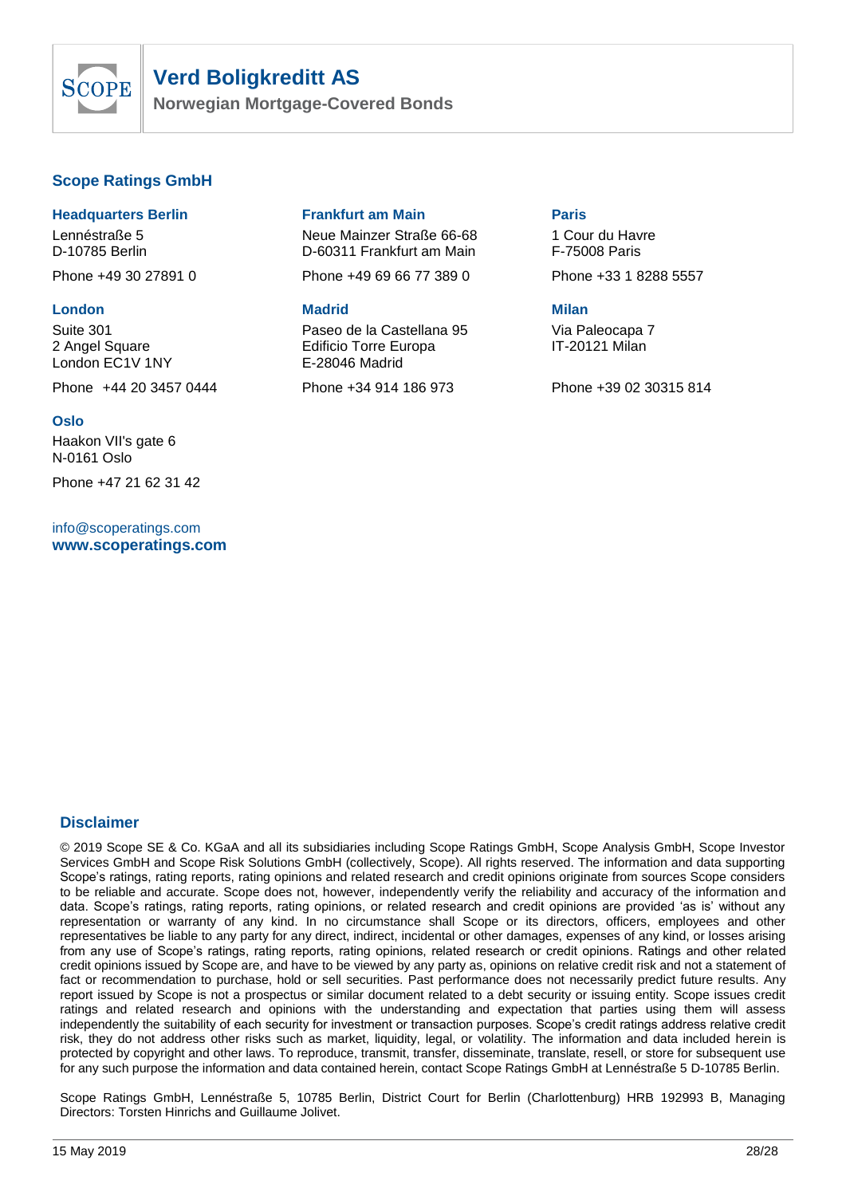## Scope Ratings GmbH

**Headquarters Berlin**

Lennéstraße 5
D-10785 Berlin

Phone +49 30 27891 0

**Frankfurt am Main**

Neue Mainzer Straße 66-68
D-60311 Frankfurt am Main

Phone +49 69 66 77 389 0

**Paris**

1 Cour du Havre
F-75008 Paris

Phone +33 1 8288 5557

**London**

Suite 301
2 Angel Square
London EC1V 1NY

Phone +44 20 3457 0444

**Madrid**

Paseo de la Castellana 95
Edificio Torre Europa
E-28046 Madrid

Phone +34 914 186 973

**Milan**

Via Paleocapa 7
IT-20121 Milan

Phone +39 02 30315 814

**Oslo**

Haakon VII's gate 6
N-0161 Oslo

Phone +47 21 62 31 42

info@scoperatings.com
**www.scoperatings.com**

## Disclaimer

© 2019 Scope SE & Co. KGaA and all its subsidiaries including Scope Ratings GmbH, Scope Analysis GmbH, Scope Investor Services GmbH and Scope Risk Solutions GmbH (collectively, Scope). All rights reserved. The information and data supporting Scope's ratings, rating reports, rating opinions and related research and credit opinions originate from sources Scope considers to be reliable and accurate. Scope does not, however, independently verify the reliability and accuracy of the information and data. Scope's ratings, rating reports, rating opinions, or related research and credit opinions are provided 'as is' without any representation or warranty of any kind. In no circumstance shall Scope or its directors, officers, employees and other representatives be liable to any party for any direct, indirect, incidental or other damages, expenses of any kind, or losses arising from any use of Scope's ratings, rating reports, rating opinions, related research or credit opinions. Ratings and other related credit opinions issued by Scope are, and have to be viewed by any party as, opinions on relative credit risk and not a statement of fact or recommendation to purchase, hold or sell securities. Past performance does not necessarily predict future results. Any report issued by Scope is not a prospectus or similar document related to a debt security or issuing entity. Scope issues credit ratings and related research and opinions with the understanding and expectation that parties using them will assess independently the suitability of each security for investment or transaction purposes. Scope's credit ratings address relative credit risk, they do not address other risks such as market, liquidity, legal, or volatility. The information and data included herein is protected by copyright and other laws. To reproduce, transmit, transfer, disseminate, translate, resell, or store for subsequent use for any such purpose the information and data contained herein, contact Scope Ratings GmbH at Lennéstraße 5 D-10785 Berlin.

Scope Ratings GmbH, Lennéstraße 5, 10785 Berlin, District Court for Berlin (Charlottenburg) HRB 192993 B, Managing Directors: Torsten Hinrichs and Guillaume Jolivet.